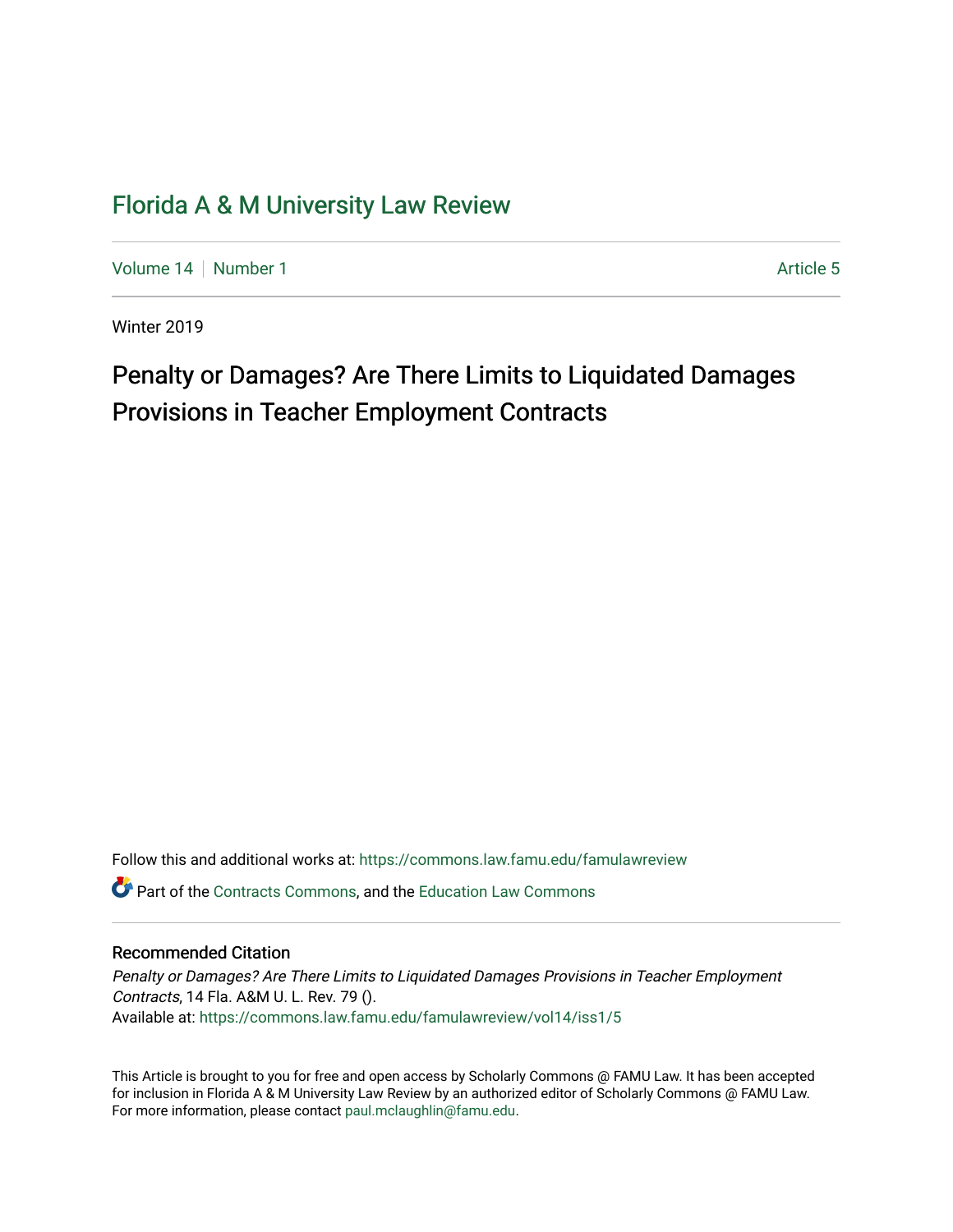Florida A & M University Law Review

Volume 14 | Number 1 — Article 5

Winter 2019

# Penalty or Damages? Are There Limits to Liquidated Damages Provisions in Teacher Employment Contracts

Follow this and additional works at: https://commons.law.famu.edu/famulawreview

Part of the Contracts Commons, and the Education Law Commons

### Recommended Citation

*Penalty or Damages? Are There Limits to Liquidated Damages Provisions in Teacher Employment Contracts*, 14 Fla. A&M U. L. Rev. 79 ().
Available at: https://commons.law.famu.edu/famulawreview/vol14/iss1/5

This Article is brought to you for free and open access by Scholarly Commons @ FAMU Law. It has been accepted for inclusion in Florida A & M University Law Review by an authorized editor of Scholarly Commons @ FAMU Law. For more information, please contact paul.mclaughlin@famu.edu.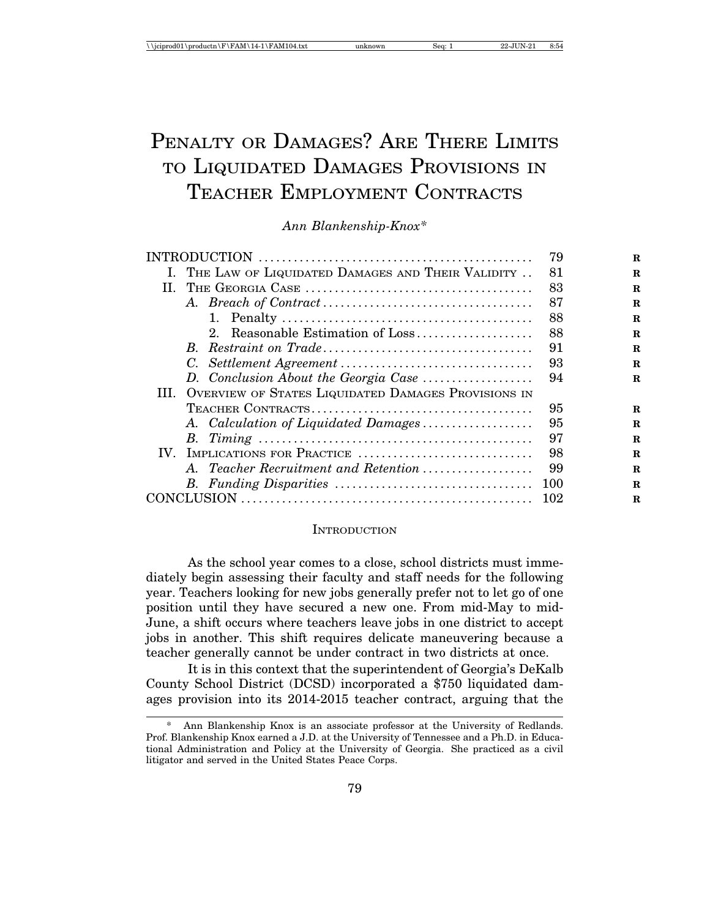# Penalty or Damages? Are There Limits to Liquidated Damages Provisions in Teacher Employment Contracts

*Ann Blankenship-Knox\**

| | |
|---|---|
| INTRODUCTION | 79 |
| I. THE LAW OF LIQUIDATED DAMAGES AND THEIR VALIDITY | 81 |
| II. THE GEORGIA CASE | 83 |
| *A. Breach of Contract* | 87 |
| 1. Penalty | 88 |
| 2. Reasonable Estimation of Loss | 88 |
| *B. Restraint on Trade* | 91 |
| *C. Settlement Agreement* | 93 |
| *D. Conclusion About the Georgia Case* | 94 |
| III. OVERVIEW OF STATES LIQUIDATED DAMAGES PROVISIONS IN TEACHER CONTRACTS | 95 |
| *A. Calculation of Liquidated Damages* | 95 |
| *B. Timing* | 97 |
| IV. IMPLICATIONS FOR PRACTICE | 98 |
| *A. Teacher Recruitment and Retention* | 99 |
| *B. Funding Disparities* | 100 |
| CONCLUSION | 102 |

## INTRODUCTION

As the school year comes to a close, school districts must immediately begin assessing their faculty and staff needs for the following year. Teachers looking for new jobs generally prefer not to let go of one position until they have secured a new one. From mid-May to mid-June, a shift occurs where teachers leave jobs in one district to accept jobs in another. This shift requires delicate maneuvering because a teacher generally cannot be under contract in two districts at once.

It is in this context that the superintendent of Georgia's DeKalb County School District (DCSD) incorporated a $750 liquidated damages provision into its 2014-2015 teacher contract, arguing that the

---

\* Ann Blankenship Knox is an associate professor at the University of Redlands. Prof. Blankenship Knox earned a J.D. at the University of Tennessee and a Ph.D. in Educational Administration and Policy at the University of Georgia. She practiced as a civil litigator and served in the United States Peace Corps.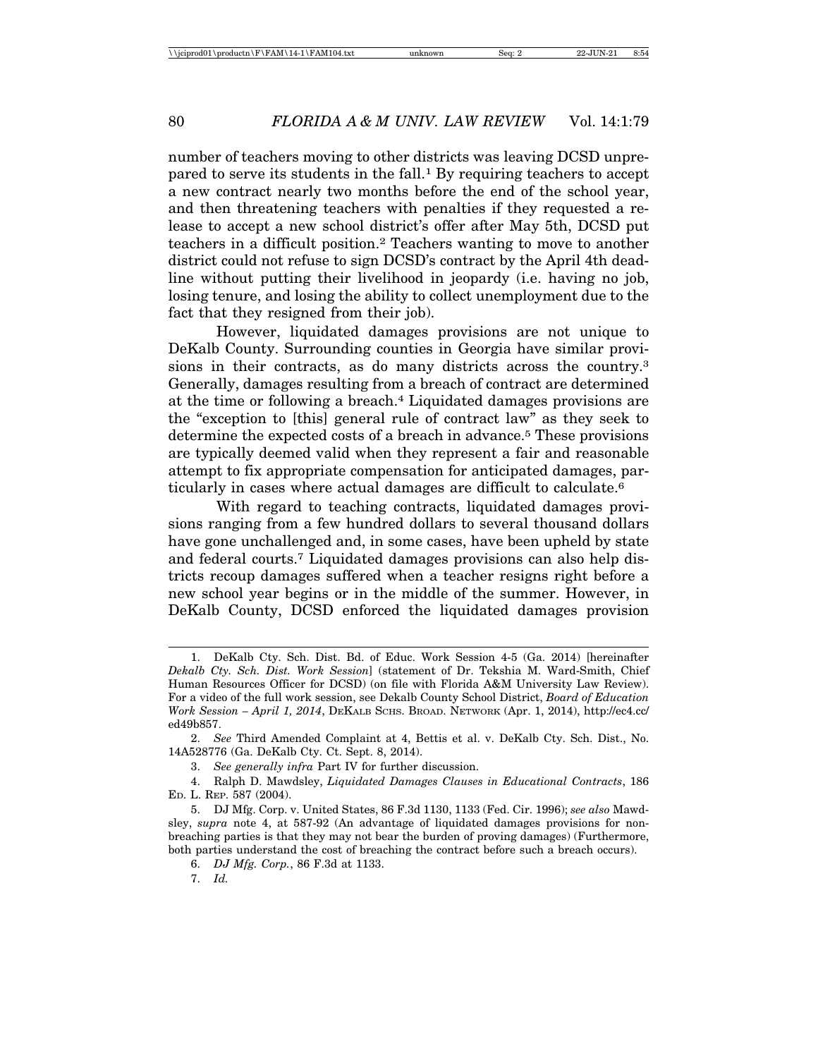number of teachers moving to other districts was leaving DCSD unprepared to serve its students in the fall.[1] By requiring teachers to accept a new contract nearly two months before the end of the school year, and then threatening teachers with penalties if they requested a release to accept a new school district's offer after May 5th, DCSD put teachers in a difficult position.[2] Teachers wanting to move to another district could not refuse to sign DCSD's contract by the April 4th deadline without putting their livelihood in jeopardy (i.e. having no job, losing tenure, and losing the ability to collect unemployment due to the fact that they resigned from their job).

However, liquidated damages provisions are not unique to DeKalb County. Surrounding counties in Georgia have similar provisions in their contracts, as do many districts across the country.[3] Generally, damages resulting from a breach of contract are determined at the time or following a breach.[4] Liquidated damages provisions are the "exception to [this] general rule of contract law" as they seek to determine the expected costs of a breach in advance.[5] These provisions are typically deemed valid when they represent a fair and reasonable attempt to fix appropriate compensation for anticipated damages, particularly in cases where actual damages are difficult to calculate.[6]

With regard to teaching contracts, liquidated damages provisions ranging from a few hundred dollars to several thousand dollars have gone unchallenged and, in some cases, have been upheld by state and federal courts.[7] Liquidated damages provisions can also help districts recoup damages suffered when a teacher resigns right before a new school year begins or in the middle of the summer. However, in DeKalb County, DCSD enforced the liquidated damages provision

---

1. DeKalb Cty. Sch. Dist. Bd. of Educ. Work Session 4-5 (Ga. 2014) [hereinafter *Dekalb Cty. Sch. Dist. Work Session*] (statement of Dr. Tekshia M. Ward-Smith, Chief Human Resources Officer for DCSD) (on file with Florida A&M University Law Review). For a video of the full work session, see Dekalb County School District, *Board of Education Work Session – April 1, 2014*, DEKALB SCHS. BROAD. NETWORK (Apr. 1, 2014), http://ec4.cc/ed49b857.

2. *See* Third Amended Complaint at 4, Bettis et al. v. DeKalb Cty. Sch. Dist., No. 14A528776 (Ga. DeKalb Cty. Ct. Sept. 8, 2014).

3. *See generally infra* Part IV for further discussion.

4. Ralph D. Mawdsley, *Liquidated Damages Clauses in Educational Contracts*, 186 ED. L. REP. 587 (2004).

5. DJ Mfg. Corp. v. United States, 86 F.3d 1130, 1133 (Fed. Cir. 1996); *see also* Mawdsley, *supra* note 4, at 587-92 (An advantage of liquidated damages provisions for non-breaching parties is that they may not bear the burden of proving damages) (Furthermore, both parties understand the cost of breaching the contract before such a breach occurs).

6. *DJ Mfg. Corp.*, 86 F.3d at 1133.

7. *Id.*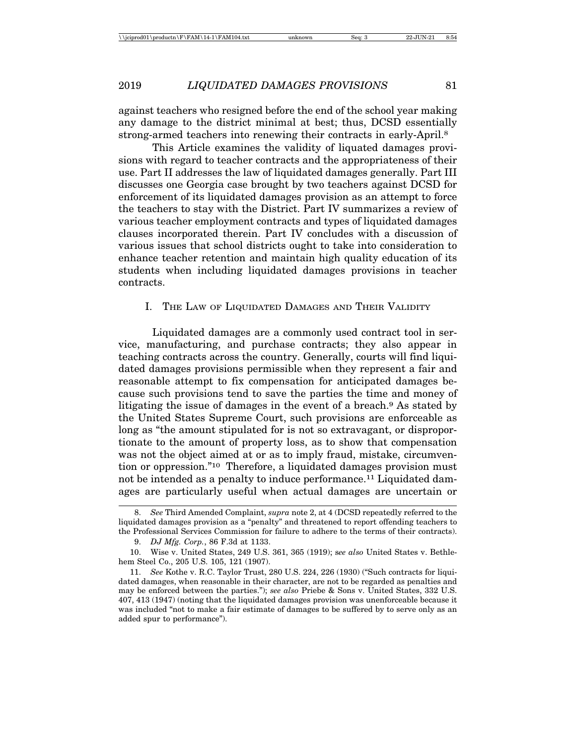against teachers who resigned before the end of the school year making any damage to the district minimal at best; thus, DCSD essentially strong-armed teachers into renewing their contracts in early-April.[8]

This Article examines the validity of liquated damages provisions with regard to teacher contracts and the appropriateness of their use. Part II addresses the law of liquidated damages generally. Part III discusses one Georgia case brought by two teachers against DCSD for enforcement of its liquidated damages provision as an attempt to force the teachers to stay with the District. Part IV summarizes a review of various teacher employment contracts and types of liquidated damages clauses incorporated therein. Part IV concludes with a discussion of various issues that school districts ought to take into consideration to enhance teacher retention and maintain high quality education of its students when including liquidated damages provisions in teacher contracts.

## I. The Law of Liquidated Damages and Their Validity

Liquidated damages are a commonly used contract tool in service, manufacturing, and purchase contracts; they also appear in teaching contracts across the country. Generally, courts will find liquidated damages provisions permissible when they represent a fair and reasonable attempt to fix compensation for anticipated damages because such provisions tend to save the parties the time and money of litigating the issue of damages in the event of a breach.[9] As stated by the United States Supreme Court, such provisions are enforceable as long as "the amount stipulated for is not so extravagant, or disproportionate to the amount of property loss, as to show that compensation was not the object aimed at or as to imply fraud, mistake, circumvention or oppression."[10] Therefore, a liquidated damages provision must not be intended as a penalty to induce performance.[11] Liquidated damages are particularly useful when actual damages are uncertain or

---

8. *See* Third Amended Complaint, *supra* note 2, at 4 (DCSD repeatedly referred to the liquidated damages provision as a "penalty" and threatened to report offending teachers to the Professional Services Commission for failure to adhere to the terms of their contracts).

9. *DJ Mfg. Corp.*, 86 F.3d at 1133.

10. Wise v. United States, 249 U.S. 361, 365 (1919); s*ee also* United States v. Bethlehem Steel Co., 205 U.S. 105, 121 (1907).

11. *See* Kothe v. R.C. Taylor Trust, 280 U.S. 224, 226 (1930) ("Such contracts for liquidated damages, when reasonable in their character, are not to be regarded as penalties and may be enforced between the parties."); *see also* Priebe & Sons v. United States, 332 U.S. 407, 413 (1947) (noting that the liquidated damages provision was unenforceable because it was included "not to make a fair estimate of damages to be suffered by to serve only as an added spur to performance").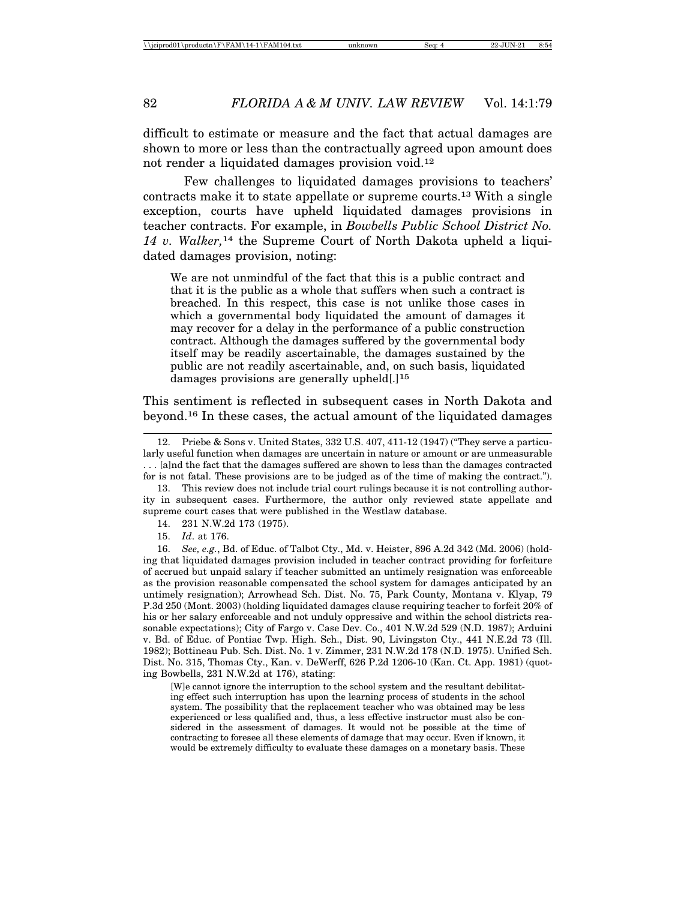difficult to estimate or measure and the fact that actual damages are shown to more or less than the contractually agreed upon amount does not render a liquidated damages provision void.[12]

Few challenges to liquidated damages provisions to teachers' contracts make it to state appellate or supreme courts.[13] With a single exception, courts have upheld liquidated damages provisions in teacher contracts. For example, in *Bowbells Public School District No. 14 v. Walker,*[14] the Supreme Court of North Dakota upheld a liquidated damages provision, noting:

> We are not unmindful of the fact that this is a public contract and that it is the public as a whole that suffers when such a contract is breached. In this respect, this case is not unlike those cases in which a governmental body liquidated the amount of damages it may recover for a delay in the performance of a public construction contract. Although the damages suffered by the governmental body itself may be readily ascertainable, the damages sustained by the public are not readily ascertainable, and, on such basis, liquidated damages provisions are generally upheld[.][15]

This sentiment is reflected in subsequent cases in North Dakota and beyond.[16] In these cases, the actual amount of the liquidated damages

---

12. Priebe & Sons v. United States, 332 U.S. 407, 411-12 (1947) ("They serve a particularly useful function when damages are uncertain in nature or amount or are unmeasurable . . . [a]nd the fact that the damages suffered are shown to less than the damages contracted for is not fatal. These provisions are to be judged as of the time of making the contract.").

13. This review does not include trial court rulings because it is not controlling authority in subsequent cases. Furthermore, the author only reviewed state appellate and supreme court cases that were published in the Westlaw database.

14. 231 N.W.2d 173 (1975).

15. *Id*. at 176.

16. *See, e.g.*, Bd. of Educ. of Talbot Cty., Md. v. Heister, 896 A.2d 342 (Md. 2006) (holding that liquidated damages provision included in teacher contract providing for forfeiture of accrued but unpaid salary if teacher submitted an untimely resignation was enforceable as the provision reasonable compensated the school system for damages anticipated by an untimely resignation); Arrowhead Sch. Dist. No. 75, Park County, Montana v. Klyap, 79 P.3d 250 (Mont. 2003) (holding liquidated damages clause requiring teacher to forfeit 20% of his or her salary enforceable and not unduly oppressive and within the school districts reasonable expectations); City of Fargo v. Case Dev. Co., 401 N.W.2d 529 (N.D. 1987); Arduini v. Bd. of Educ. of Pontiac Twp. High. Sch., Dist. 90, Livingston Cty., 441 N.E.2d 73 (Ill. 1982); Bottineau Pub. Sch. Dist. No. 1 v. Zimmer, 231 N.W.2d 178 (N.D. 1975). Unified Sch. Dist. No. 315, Thomas Cty., Kan. v. DeWerff, 626 P.2d 1206-10 (Kan. Ct. App. 1981) (quoting Bowbells, 231 N.W.2d at 176), stating:

> [W]e cannot ignore the interruption to the school system and the resultant debilitating effect such interruption has upon the learning process of students in the school system. The possibility that the replacement teacher who was obtained may be less experienced or less qualified and, thus, a less effective instructor must also be considered in the assessment of damages. It would not be possible at the time of contracting to foresee all these elements of damage that may occur. Even if known, it would be extremely difficulty to evaluate these damages on a monetary basis. These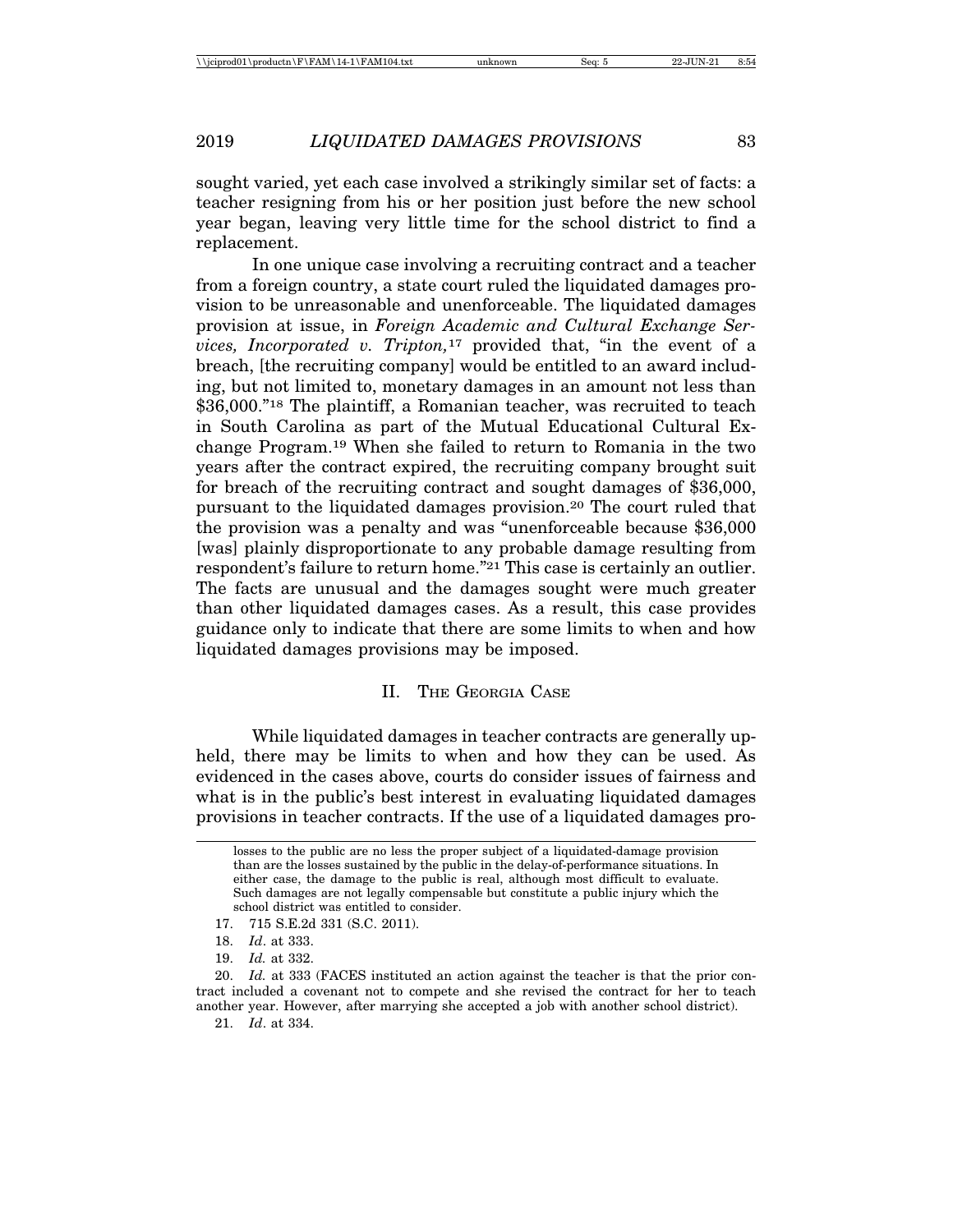sought varied, yet each case involved a strikingly similar set of facts: a teacher resigning from his or her position just before the new school year began, leaving very little time for the school district to find a replacement.

In one unique case involving a recruiting contract and a teacher from a foreign country, a state court ruled the liquidated damages provision to be unreasonable and unenforceable. The liquidated damages provision at issue, in *Foreign Academic and Cultural Exchange Services, Incorporated v. Tripton,*[17] provided that, "in the event of a breach, [the recruiting company] would be entitled to an award including, but not limited to, monetary damages in an amount not less than $36,000."[18] The plaintiff, a Romanian teacher, was recruited to teach in South Carolina as part of the Mutual Educational Cultural Exchange Program.[19] When she failed to return to Romania in the two years after the contract expired, the recruiting company brought suit for breach of the recruiting contract and sought damages of $36,000, pursuant to the liquidated damages provision.[20] The court ruled that the provision was a penalty and was "unenforceable because $36,000 [was] plainly disproportionate to any probable damage resulting from respondent's failure to return home."[21] This case is certainly an outlier. The facts are unusual and the damages sought were much greater than other liquidated damages cases. As a result, this case provides guidance only to indicate that there are some limits to when and how liquidated damages provisions may be imposed.

## II. The Georgia Case

While liquidated damages in teacher contracts are generally upheld, there may be limits to when and how they can be used. As evidenced in the cases above, courts do consider issues of fairness and what is in the public's best interest in evaluating liquidated damages provisions in teacher contracts. If the use of a liquidated damages pro-

---

losses to the public are no less the proper subject of a liquidated-damage provision than are the losses sustained by the public in the delay-of-performance situations. In either case, the damage to the public is real, although most difficult to evaluate. Such damages are not legally compensable but constitute a public injury which the school district was entitled to consider.

17. 715 S.E.2d 331 (S.C. 2011).

18. *Id*. at 333.

19. *Id.* at 332.

20. *Id.* at 333 (FACES instituted an action against the teacher is that the prior contract included a covenant not to compete and she revised the contract for her to teach another year. However, after marrying she accepted a job with another school district).

21. *Id*. at 334.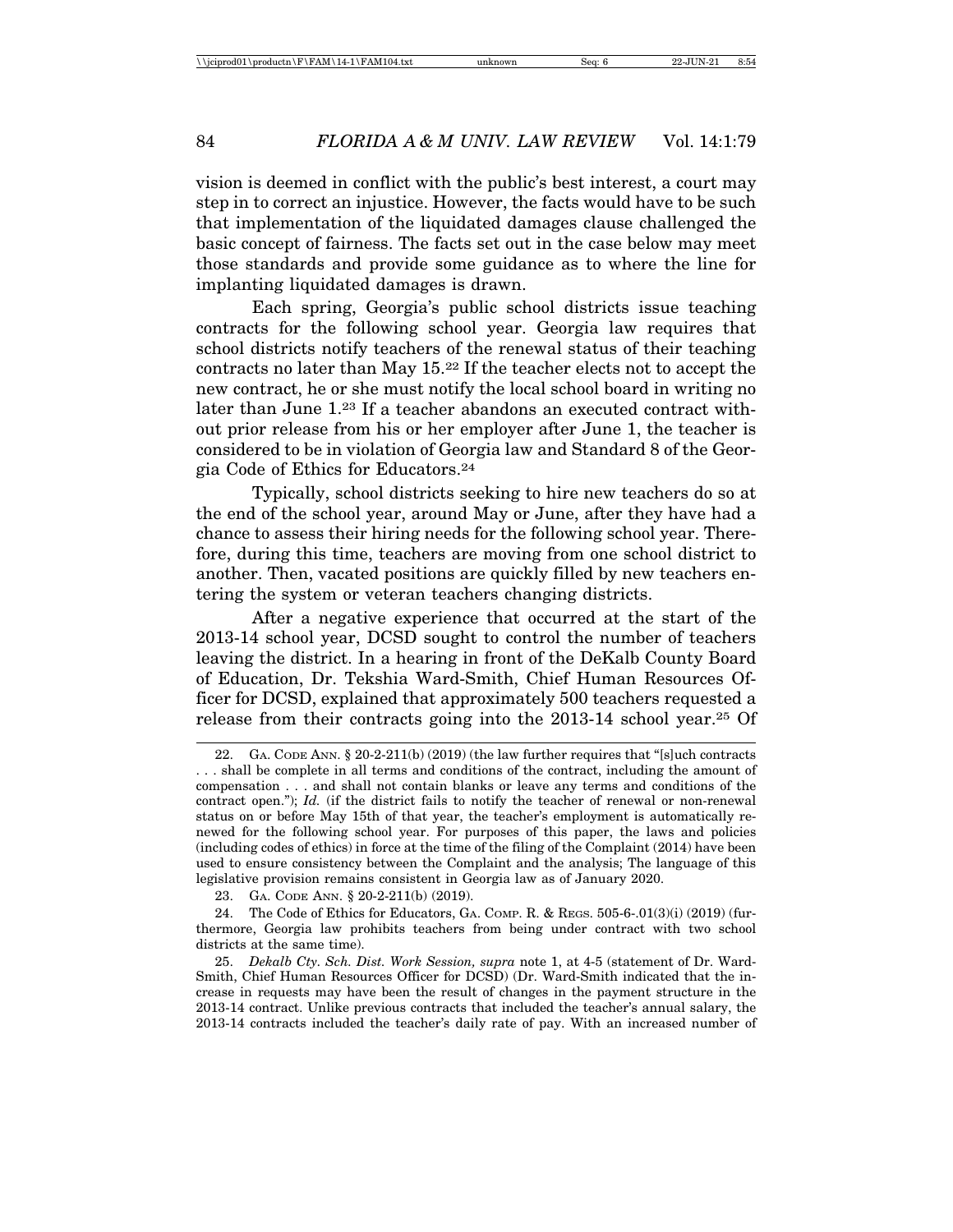vision is deemed in conflict with the public's best interest, a court may step in to correct an injustice. However, the facts would have to be such that implementation of the liquidated damages clause challenged the basic concept of fairness. The facts set out in the case below may meet those standards and provide some guidance as to where the line for implanting liquidated damages is drawn.

Each spring, Georgia's public school districts issue teaching contracts for the following school year. Georgia law requires that school districts notify teachers of the renewal status of their teaching contracts no later than May 15.[22] If the teacher elects not to accept the new contract, he or she must notify the local school board in writing no later than June 1.[23] If a teacher abandons an executed contract without prior release from his or her employer after June 1, the teacher is considered to be in violation of Georgia law and Standard 8 of the Georgia Code of Ethics for Educators.[24]

Typically, school districts seeking to hire new teachers do so at the end of the school year, around May or June, after they have had a chance to assess their hiring needs for the following school year. Therefore, during this time, teachers are moving from one school district to another. Then, vacated positions are quickly filled by new teachers entering the system or veteran teachers changing districts.

After a negative experience that occurred at the start of the 2013-14 school year, DCSD sought to control the number of teachers leaving the district. In a hearing in front of the DeKalb County Board of Education, Dr. Tekshia Ward-Smith, Chief Human Resources Officer for DCSD, explained that approximately 500 teachers requested a release from their contracts going into the 2013-14 school year.[25] Of

---

22. GA. CODE ANN. § 20-2-211(b) (2019) (the law further requires that "[s]uch contracts . . . shall be complete in all terms and conditions of the contract, including the amount of compensation . . . and shall not contain blanks or leave any terms and conditions of the contract open."); *Id.* (if the district fails to notify the teacher of renewal or non-renewal status on or before May 15th of that year, the teacher's employment is automatically renewed for the following school year. For purposes of this paper, the laws and policies (including codes of ethics) in force at the time of the filing of the Complaint (2014) have been used to ensure consistency between the Complaint and the analysis; The language of this legislative provision remains consistent in Georgia law as of January 2020.

23. GA. CODE ANN. § 20-2-211(b) (2019).

24. The Code of Ethics for Educators, GA. COMP. R. & REGS. 505-6-.01(3)(i) (2019) (furthermore, Georgia law prohibits teachers from being under contract with two school districts at the same time).

25. *Dekalb Cty. Sch. Dist. Work Session, supra* note 1, at 4-5 (statement of Dr. Ward-Smith, Chief Human Resources Officer for DCSD) (Dr. Ward-Smith indicated that the increase in requests may have been the result of changes in the payment structure in the 2013-14 contract. Unlike previous contracts that included the teacher's annual salary, the 2013-14 contracts included the teacher's daily rate of pay. With an increased number of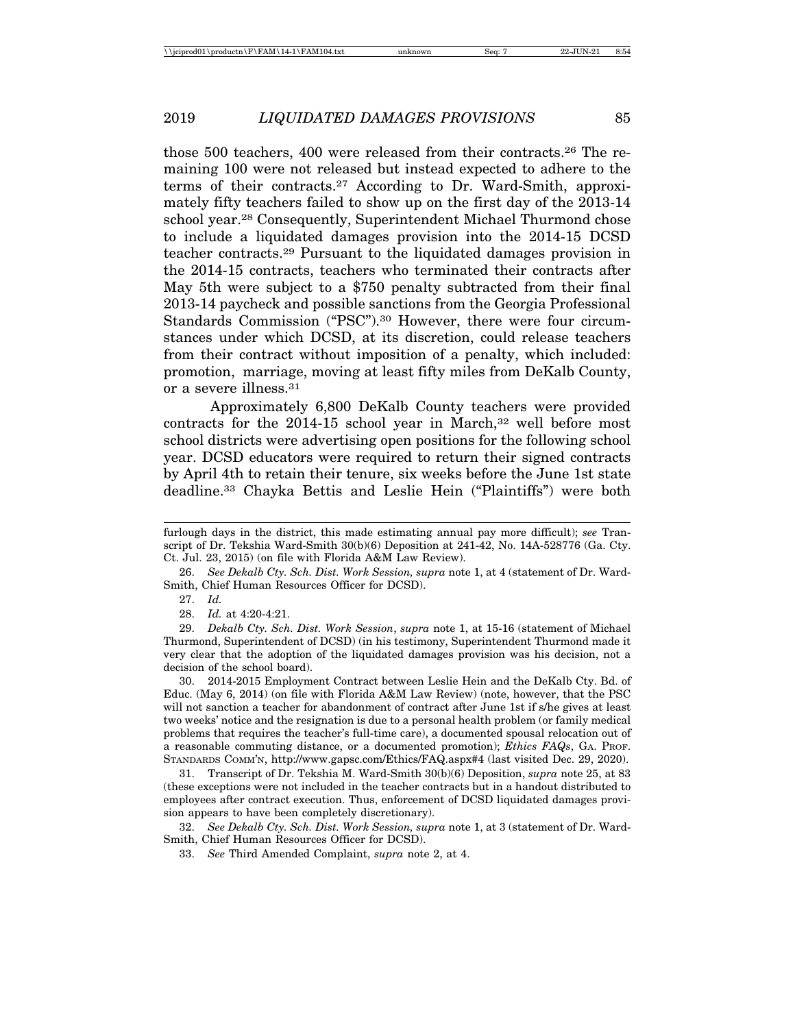those 500 teachers, 400 were released from their contracts.[26] The remaining 100 were not released but instead expected to adhere to the terms of their contracts.[27] According to Dr. Ward-Smith, approximately fifty teachers failed to show up on the first day of the 2013-14 school year.[28] Consequently, Superintendent Michael Thurmond chose to include a liquidated damages provision into the 2014-15 DCSD teacher contracts.[29] Pursuant to the liquidated damages provision in the 2014-15 contracts, teachers who terminated their contracts after May 5th were subject to a $750 penalty subtracted from their final 2013-14 paycheck and possible sanctions from the Georgia Professional Standards Commission ("PSC").[30] However, there were four circumstances under which DCSD, at its discretion, could release teachers from their contract without imposition of a penalty, which included: promotion, marriage, moving at least fifty miles from DeKalb County, or a severe illness.[31]

Approximately 6,800 DeKalb County teachers were provided contracts for the 2014-15 school year in March,[32] well before most school districts were advertising open positions for the following school year. DCSD educators were required to return their signed contracts by April 4th to retain their tenure, six weeks before the June 1st state deadline.[33] Chayka Bettis and Leslie Hein ("Plaintiffs") were both

---

furlough days in the district, this made estimating annual pay more difficult); *see* Transcript of Dr. Tekshia Ward-Smith 30(b)(6) Deposition at 241-42, No. 14A-528776 (Ga. Cty. Ct. Jul. 23, 2015) (on file with Florida A&M Law Review).

26. *See Dekalb Cty. Sch. Dist. Work Session, supra* note 1, at 4 (statement of Dr. Ward-Smith, Chief Human Resources Officer for DCSD).

27. *Id.*

28. *Id.* at 4:20-4:21.

29. *Dekalb Cty. Sch. Dist. Work Session*, *supra* note 1, at 15-16 (statement of Michael Thurmond, Superintendent of DCSD) (in his testimony, Superintendent Thurmond made it very clear that the adoption of the liquidated damages provision was his decision, not a decision of the school board).

30. 2014-2015 Employment Contract between Leslie Hein and the DeKalb Cty. Bd. of Educ. (May 6, 2014) (on file with Florida A&M Law Review) (note, however, that the PSC will not sanction a teacher for abandonment of contract after June 1st if s/he gives at least two weeks' notice and the resignation is due to a personal health problem (or family medical problems that requires the teacher's full-time care), a documented spousal relocation out of a reasonable commuting distance, or a documented promotion); *Ethics FAQs*, GA. PROF. STANDARDS COMM'N, http://www.gapsc.com/Ethics/FAQ.aspx#4 (last visited Dec. 29, 2020).

31. Transcript of Dr. Tekshia M. Ward-Smith 30(b)(6) Deposition, *supra* note 25, at 83 (these exceptions were not included in the teacher contracts but in a handout distributed to employees after contract execution. Thus, enforcement of DCSD liquidated damages provision appears to have been completely discretionary).

32. *See Dekalb Cty. Sch. Dist. Work Session, supra* note 1, at 3 (statement of Dr. Ward-Smith, Chief Human Resources Officer for DCSD).

33. *See* Third Amended Complaint, *supra* note 2, at 4.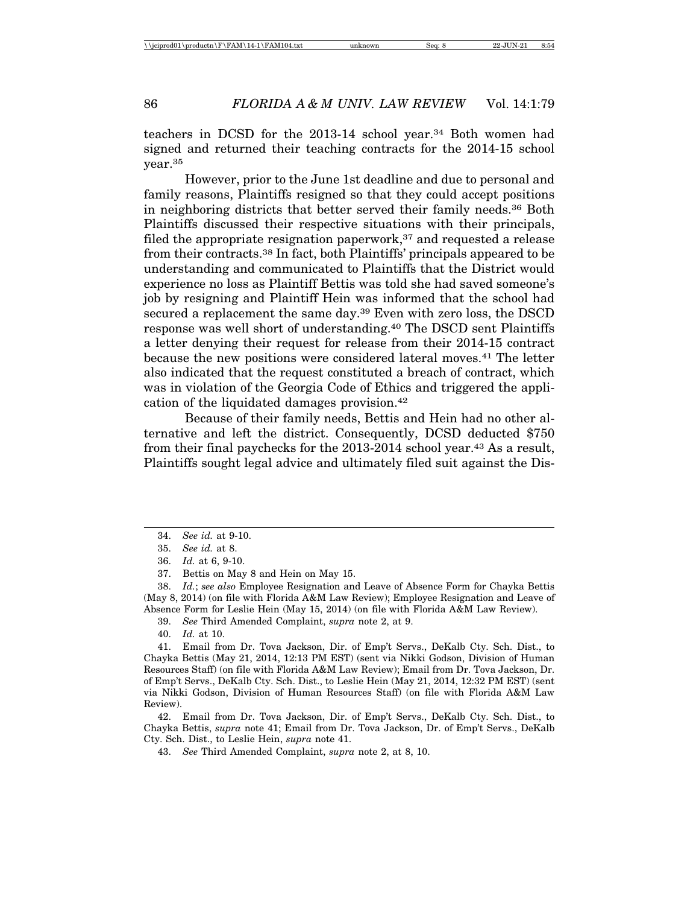teachers in DCSD for the 2013-14 school year.[34] Both women had signed and returned their teaching contracts for the 2014-15 school year.[35]

However, prior to the June 1st deadline and due to personal and family reasons, Plaintiffs resigned so that they could accept positions in neighboring districts that better served their family needs.[36] Both Plaintiffs discussed their respective situations with their principals, filed the appropriate resignation paperwork,[37] and requested a release from their contracts.[38] In fact, both Plaintiffs' principals appeared to be understanding and communicated to Plaintiffs that the District would experience no loss as Plaintiff Bettis was told she had saved someone's job by resigning and Plaintiff Hein was informed that the school had secured a replacement the same day.[39] Even with zero loss, the DSCD response was well short of understanding.[40] The DSCD sent Plaintiffs a letter denying their request for release from their 2014-15 contract because the new positions were considered lateral moves.[41] The letter also indicated that the request constituted a breach of contract, which was in violation of the Georgia Code of Ethics and triggered the application of the liquidated damages provision.[42]

Because of their family needs, Bettis and Hein had no other alternative and left the district. Consequently, DCSD deducted $750 from their final paychecks for the 2013-2014 school year.[43] As a result, Plaintiffs sought legal advice and ultimately filed suit against the Dis-

---

34. *See id.* at 9-10.

35. *See id.* at 8.

36. *Id.* at 6, 9-10.

37. Bettis on May 8 and Hein on May 15.

38. *Id.*; *see also* Employee Resignation and Leave of Absence Form for Chayka Bettis (May 8, 2014) (on file with Florida A&M Law Review); Employee Resignation and Leave of Absence Form for Leslie Hein (May 15, 2014) (on file with Florida A&M Law Review).

39. *See* Third Amended Complaint, *supra* note 2, at 9.

40. *Id.* at 10.

41. Email from Dr. Tova Jackson, Dir. of Emp't Servs., DeKalb Cty. Sch. Dist., to Chayka Bettis (May 21, 2014, 12:13 PM EST) (sent via Nikki Godson, Division of Human Resources Staff) (on file with Florida A&M Law Review); Email from Dr. Tova Jackson, Dr. of Emp't Servs., DeKalb Cty. Sch. Dist., to Leslie Hein (May 21, 2014, 12:32 PM EST) (sent via Nikki Godson, Division of Human Resources Staff) (on file with Florida A&M Law Review).

42. Email from Dr. Tova Jackson, Dir. of Emp't Servs., DeKalb Cty. Sch. Dist., to Chayka Bettis, *supra* note 41; Email from Dr. Tova Jackson, Dr. of Emp't Servs., DeKalb Cty. Sch. Dist., to Leslie Hein, *supra* note 41.

43. *See* Third Amended Complaint, *supra* note 2, at 8, 10.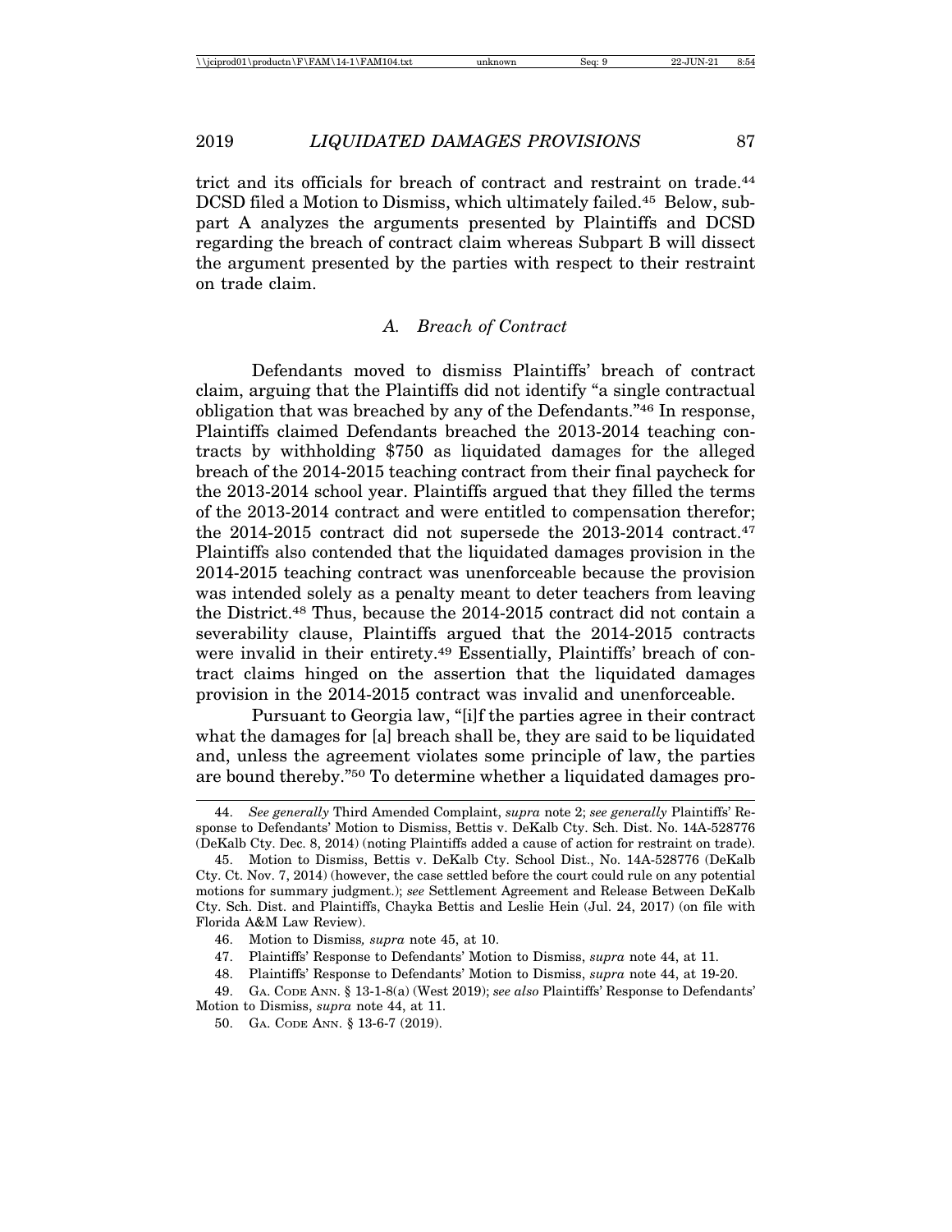trict and its officials for breach of contract and restraint on trade.[44] DCSD filed a Motion to Dismiss, which ultimately failed.[45] Below, subpart A analyzes the arguments presented by Plaintiffs and DCSD regarding the breach of contract claim whereas Subpart B will dissect the argument presented by the parties with respect to their restraint on trade claim.

### *A. Breach of Contract*

Defendants moved to dismiss Plaintiffs' breach of contract claim, arguing that the Plaintiffs did not identify "a single contractual obligation that was breached by any of the Defendants."[46] In response, Plaintiffs claimed Defendants breached the 2013-2014 teaching contracts by withholding $750 as liquidated damages for the alleged breach of the 2014-2015 teaching contract from their final paycheck for the 2013-2014 school year. Plaintiffs argued that they filled the terms of the 2013-2014 contract and were entitled to compensation therefor; the 2014-2015 contract did not supersede the 2013-2014 contract.[47] Plaintiffs also contended that the liquidated damages provision in the 2014-2015 teaching contract was unenforceable because the provision was intended solely as a penalty meant to deter teachers from leaving the District.[48] Thus, because the 2014-2015 contract did not contain a severability clause, Plaintiffs argued that the 2014-2015 contracts were invalid in their entirety.[49] Essentially, Plaintiffs' breach of contract claims hinged on the assertion that the liquidated damages provision in the 2014-2015 contract was invalid and unenforceable.

Pursuant to Georgia law, "[i]f the parties agree in their contract what the damages for [a] breach shall be, they are said to be liquidated and, unless the agreement violates some principle of law, the parties are bound thereby."[50] To determine whether a liquidated damages pro-

---

44. *See generally* Third Amended Complaint, *supra* note 2; *see generally* Plaintiffs' Response to Defendants' Motion to Dismiss, Bettis v. DeKalb Cty. Sch. Dist. No. 14A-528776 (DeKalb Cty. Dec. 8, 2014) (noting Plaintiffs added a cause of action for restraint on trade).

45. Motion to Dismiss, Bettis v. DeKalb Cty. School Dist., No. 14A-528776 (DeKalb Cty. Ct. Nov. 7, 2014) (however, the case settled before the court could rule on any potential motions for summary judgment.); *see* Settlement Agreement and Release Between DeKalb Cty. Sch. Dist. and Plaintiffs, Chayka Bettis and Leslie Hein (Jul. 24, 2017) (on file with Florida A&M Law Review).

46. Motion to Dismiss*, supra* note 45, at 10.

47. Plaintiffs' Response to Defendants' Motion to Dismiss, *supra* note 44, at 11.

48. Plaintiffs' Response to Defendants' Motion to Dismiss, *supra* note 44, at 19-20.

49. GA. CODE ANN. § 13-1-8(a) (West 2019); *see also* Plaintiffs' Response to Defendants' Motion to Dismiss, *supra* note 44, at 11.

50. GA. CODE ANN. § 13-6-7 (2019).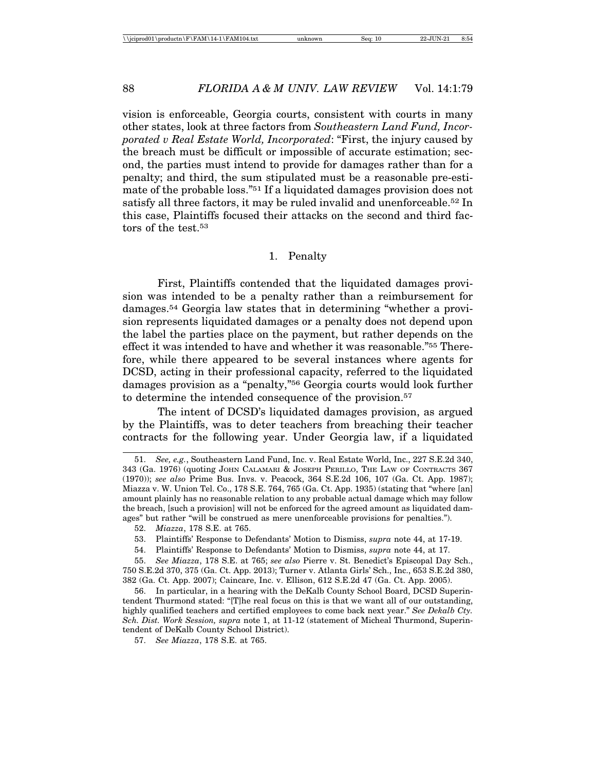vision is enforceable, Georgia courts, consistent with courts in many other states, look at three factors from *Southeastern Land Fund, Incorporated v Real Estate World, Incorporated*: "First, the injury caused by the breach must be difficult or impossible of accurate estimation; second, the parties must intend to provide for damages rather than for a penalty; and third, the sum stipulated must be a reasonable pre-estimate of the probable loss."[51] If a liquidated damages provision does not satisfy all three factors, it may be ruled invalid and unenforceable.[52] In this case, Plaintiffs focused their attacks on the second and third factors of the test.[53]

### 1. Penalty

First, Plaintiffs contended that the liquidated damages provision was intended to be a penalty rather than a reimbursement for damages.[54] Georgia law states that in determining "whether a provision represents liquidated damages or a penalty does not depend upon the label the parties place on the payment, but rather depends on the effect it was intended to have and whether it was reasonable."[55] Therefore, while there appeared to be several instances where agents for DCSD, acting in their professional capacity, referred to the liquidated damages provision as a "penalty,"[56] Georgia courts would look further to determine the intended consequence of the provision.[57]

The intent of DCSD's liquidated damages provision, as argued by the Plaintiffs, was to deter teachers from breaching their teacher contracts for the following year. Under Georgia law, if a liquidated

---

51. *See, e.g.*, Southeastern Land Fund, Inc. v. Real Estate World, Inc., 227 S.E.2d 340, 343 (Ga. 1976) (quoting JOHN CALAMARI & JOSEPH PERILLO, THE LAW OF CONTRACTS 367 (1970)); *see also* Prime Bus. Invs. v. Peacock, 364 S.E.2d 106, 107 (Ga. Ct. App. 1987); Miazza v. W. Union Tel. Co., 178 S.E. 764, 765 (Ga. Ct. App. 1935) (stating that "where [an] amount plainly has no reasonable relation to any probable actual damage which may follow the breach, [such a provision] will not be enforced for the agreed amount as liquidated damages" but rather "will be construed as mere unenforceable provisions for penalties.").

52. *Miazza*, 178 S.E. at 765.

53. Plaintiffs' Response to Defendants' Motion to Dismiss, *supra* note 44, at 17-19.

54. Plaintiffs' Response to Defendants' Motion to Dismiss, *supra* note 44, at 17.

55. *See Miazza*, 178 S.E. at 765; *see also* Pierre v. St. Benedict's Episcopal Day Sch., 750 S.E.2d 370, 375 (Ga. Ct. App. 2013); Turner v. Atlanta Girls' Sch., Inc., 653 S.E.2d 380, 382 (Ga. Ct. App. 2007); Caincare, Inc. v. Ellison, 612 S.E.2d 47 (Ga. Ct. App. 2005).

56. In particular, in a hearing with the DeKalb County School Board, DCSD Superintendent Thurmond stated: "[T]he real focus on this is that we want all of our outstanding, highly qualified teachers and certified employees to come back next year." *See Dekalb Cty. Sch. Dist. Work Session, supra* note 1, at 11-12 (statement of Micheal Thurmond, Superintendent of DeKalb County School District).

57. *See Miazza*, 178 S.E. at 765.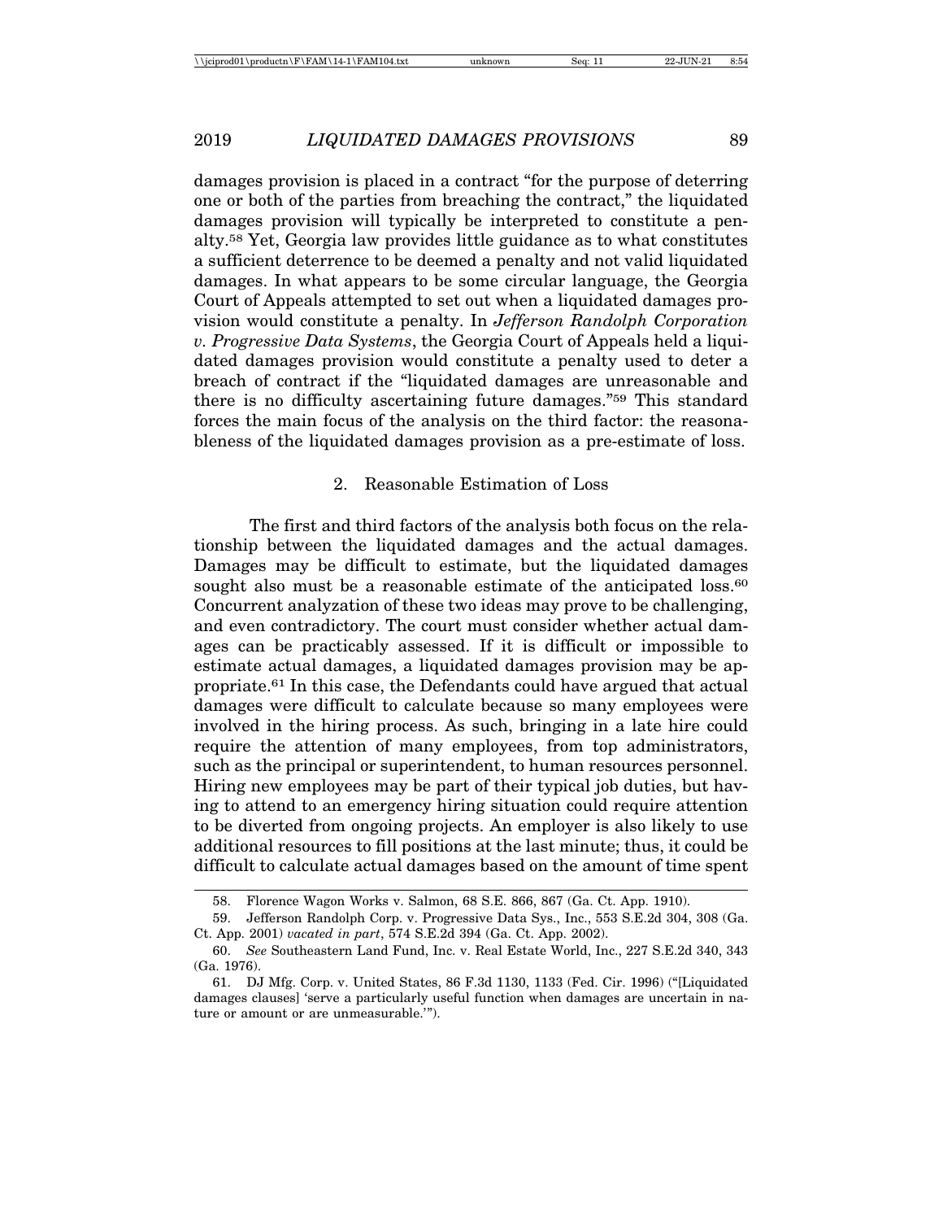damages provision is placed in a contract "for the purpose of deterring one or both of the parties from breaching the contract," the liquidated damages provision will typically be interpreted to constitute a penalty.[58] Yet, Georgia law provides little guidance as to what constitutes a sufficient deterrence to be deemed a penalty and not valid liquidated damages. In what appears to be some circular language, the Georgia Court of Appeals attempted to set out when a liquidated damages provision would constitute a penalty. In *Jefferson Randolph Corporation v. Progressive Data Systems*, the Georgia Court of Appeals held a liquidated damages provision would constitute a penalty used to deter a breach of contract if the "liquidated damages are unreasonable and there is no difficulty ascertaining future damages."[59] This standard forces the main focus of the analysis on the third factor: the reasonableness of the liquidated damages provision as a pre-estimate of loss.

### 2. Reasonable Estimation of Loss

The first and third factors of the analysis both focus on the relationship between the liquidated damages and the actual damages. Damages may be difficult to estimate, but the liquidated damages sought also must be a reasonable estimate of the anticipated loss.[60] Concurrent analyzation of these two ideas may prove to be challenging, and even contradictory. The court must consider whether actual damages can be practicably assessed. If it is difficult or impossible to estimate actual damages, a liquidated damages provision may be appropriate.[61] In this case, the Defendants could have argued that actual damages were difficult to calculate because so many employees were involved in the hiring process. As such, bringing in a late hire could require the attention of many employees, from top administrators, such as the principal or superintendent, to human resources personnel. Hiring new employees may be part of their typical job duties, but having to attend to an emergency hiring situation could require attention to be diverted from ongoing projects. An employer is also likely to use additional resources to fill positions at the last minute; thus, it could be difficult to calculate actual damages based on the amount of time spent

58. Florence Wagon Works v. Salmon, 68 S.E. 866, 867 (Ga. Ct. App. 1910).

59. Jefferson Randolph Corp. v. Progressive Data Sys., Inc., 553 S.E.2d 304, 308 (Ga. Ct. App. 2001) *vacated in part*, 574 S.E.2d 394 (Ga. Ct. App. 2002).

60. *See* Southeastern Land Fund, Inc. v. Real Estate World, Inc., 227 S.E.2d 340, 343 (Ga. 1976).

61. DJ Mfg. Corp. v. United States, 86 F.3d 1130, 1133 (Fed. Cir. 1996) ("[Liquidated damages clauses] 'serve a particularly useful function when damages are uncertain in nature or amount or are unmeasurable.'").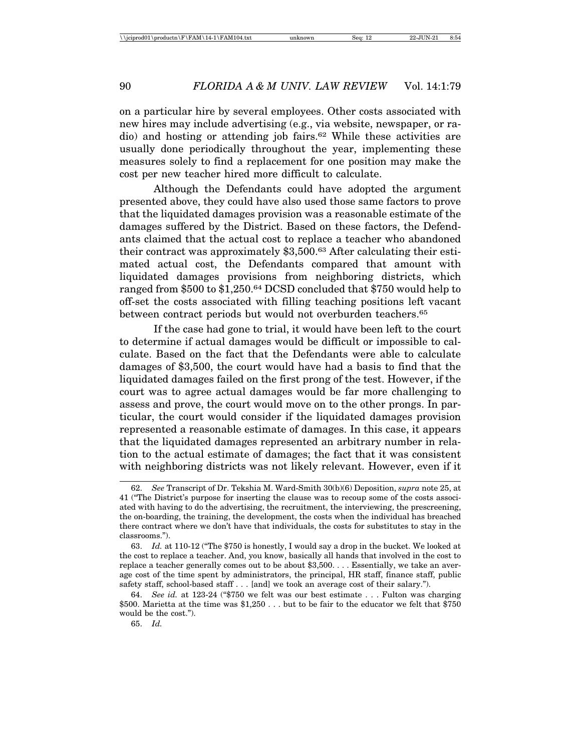on a particular hire by several employees. Other costs associated with new hires may include advertising (e.g., via website, newspaper, or radio) and hosting or attending job fairs.[62] While these activities are usually done periodically throughout the year, implementing these measures solely to find a replacement for one position may make the cost per new teacher hired more difficult to calculate.

Although the Defendants could have adopted the argument presented above, they could have also used those same factors to prove that the liquidated damages provision was a reasonable estimate of the damages suffered by the District. Based on these factors, the Defendants claimed that the actual cost to replace a teacher who abandoned their contract was approximately $3,500.[63] After calculating their estimated actual cost, the Defendants compared that amount with liquidated damages provisions from neighboring districts, which ranged from $500 to $1,250.[64] DCSD concluded that $750 would help to off-set the costs associated with filling teaching positions left vacant between contract periods but would not overburden teachers.[65]

If the case had gone to trial, it would have been left to the court to determine if actual damages would be difficult or impossible to calculate. Based on the fact that the Defendants were able to calculate damages of $3,500, the court would have had a basis to find that the liquidated damages failed on the first prong of the test. However, if the court was to agree actual damages would be far more challenging to assess and prove, the court would move on to the other prongs. In particular, the court would consider if the liquidated damages provision represented a reasonable estimate of damages. In this case, it appears that the liquidated damages represented an arbitrary number in relation to the actual estimate of damages; the fact that it was consistent with neighboring districts was not likely relevant. However, even if it

---

62. *See* Transcript of Dr. Tekshia M. Ward-Smith 30(b)(6) Deposition, *supra* note 25, at 41 ("The District's purpose for inserting the clause was to recoup some of the costs associated with having to do the advertising, the recruitment, the interviewing, the prescreening, the on-boarding, the training, the development, the costs when the individual has breached there contract where we don't have that individuals, the costs for substitutes to stay in the classrooms.").

63. *Id.* at 110-12 ("The $750 is honestly, I would say a drop in the bucket. We looked at the cost to replace a teacher. And, you know, basically all hands that involved in the cost to replace a teacher generally comes out to be about $3,500. . . . Essentially, we take an average cost of the time spent by administrators, the principal, HR staff, finance staff, public safety staff, school-based staff . . . [and] we took an average cost of their salary.").

64. *See id.* at 123-24 ("$750 we felt was our best estimate . . . Fulton was charging $500. Marietta at the time was $1,250 . . . but to be fair to the educator we felt that $750 would be the cost.").

65. *Id.*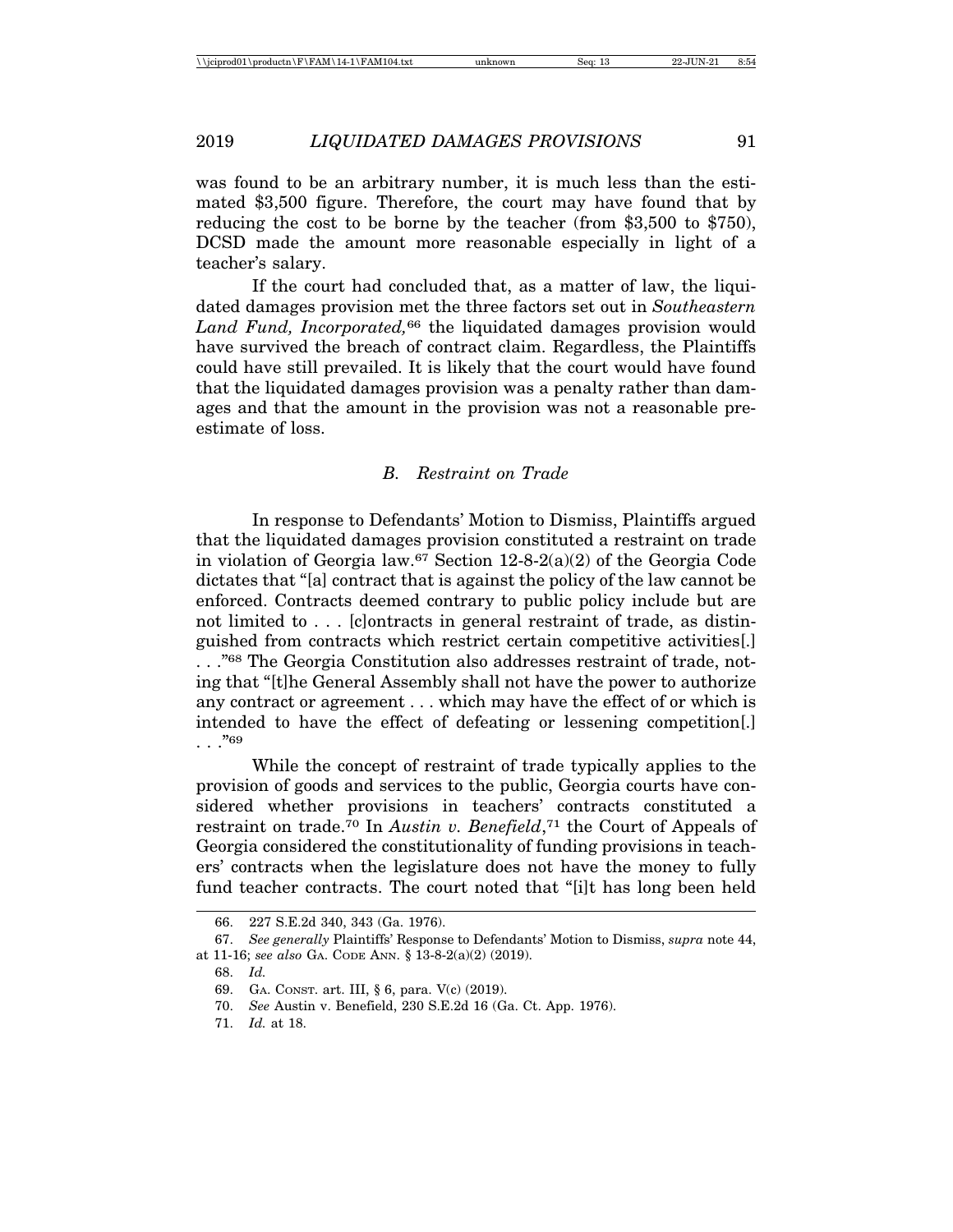was found to be an arbitrary number, it is much less than the estimated $3,500 figure. Therefore, the court may have found that by reducing the cost to be borne by the teacher (from $3,500 to $750), DCSD made the amount more reasonable especially in light of a teacher's salary.

If the court had concluded that, as a matter of law, the liquidated damages provision met the three factors set out in *Southeastern Land Fund, Incorporated,*[66] the liquidated damages provision would have survived the breach of contract claim. Regardless, the Plaintiffs could have still prevailed. It is likely that the court would have found that the liquidated damages provision was a penalty rather than damages and that the amount in the provision was not a reasonable pre-estimate of loss.

### *B. Restraint on Trade*

In response to Defendants' Motion to Dismiss, Plaintiffs argued that the liquidated damages provision constituted a restraint on trade in violation of Georgia law.[67] Section 12-8-2(a)(2) of the Georgia Code dictates that "[a] contract that is against the policy of the law cannot be enforced. Contracts deemed contrary to public policy include but are not limited to . . . [c]ontracts in general restraint of trade, as distinguished from contracts which restrict certain competitive activities[.] . . ."[68] The Georgia Constitution also addresses restraint of trade, noting that "[t]he General Assembly shall not have the power to authorize any contract or agreement . . . which may have the effect of or which is intended to have the effect of defeating or lessening competition[.] . . ."[69]

While the concept of restraint of trade typically applies to the provision of goods and services to the public, Georgia courts have considered whether provisions in teachers' contracts constituted a restraint on trade.[70] In *Austin v. Benefield*,[71] the Court of Appeals of Georgia considered the constitutionality of funding provisions in teachers' contracts when the legislature does not have the money to fully fund teacher contracts. The court noted that "[i]t has long been held

---

66. 227 S.E.2d 340, 343 (Ga. 1976).

67. *See generally* Plaintiffs' Response to Defendants' Motion to Dismiss, *supra* note 44, at 11-16; *see also* GA. CODE ANN. § 13-8-2(a)(2) (2019).

68. *Id.*

69. GA. CONST. art. III, § 6, para. V(c) (2019).

70. *See* Austin v. Benefield, 230 S.E.2d 16 (Ga. Ct. App. 1976).

71. *Id.* at 18.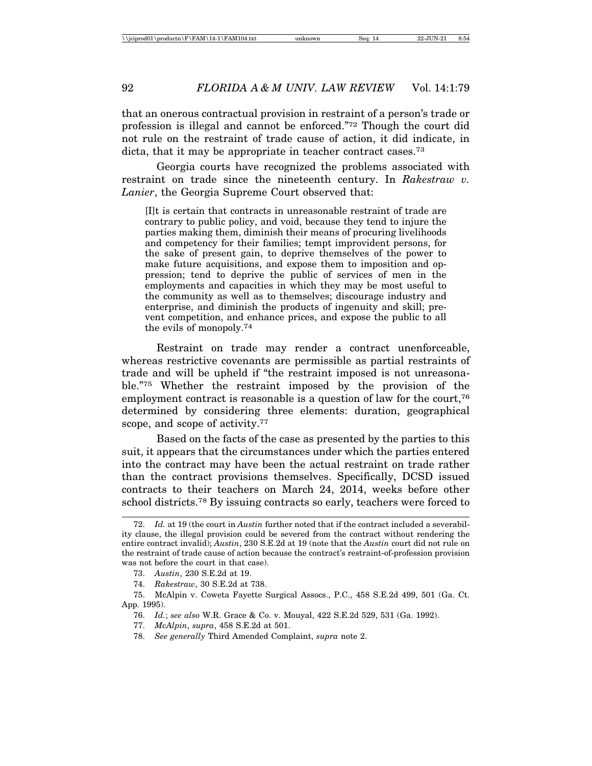that an onerous contractual provision in restraint of a person's trade or profession is illegal and cannot be enforced."[72] Though the court did not rule on the restraint of trade cause of action, it did indicate, in dicta, that it may be appropriate in teacher contract cases.[73]

Georgia courts have recognized the problems associated with restraint on trade since the nineteenth century. In *Rakestraw v. Lanier*, the Georgia Supreme Court observed that:

> [I]t is certain that contracts in unreasonable restraint of trade are contrary to public policy, and void, because they tend to injure the parties making them, diminish their means of procuring livelihoods and competency for their families; tempt improvident persons, for the sake of present gain, to deprive themselves of the power to make future acquisitions, and expose them to imposition and oppression; tend to deprive the public of services of men in the employments and capacities in which they may be most useful to the community as well as to themselves; discourage industry and enterprise, and diminish the products of ingenuity and skill; prevent competition, and enhance prices, and expose the public to all the evils of monopoly.[74]

Restraint on trade may render a contract unenforceable, whereas restrictive covenants are permissible as partial restraints of trade and will be upheld if "the restraint imposed is not unreasonable."[75] Whether the restraint imposed by the provision of the employment contract is reasonable is a question of law for the court,[76] determined by considering three elements: duration, geographical scope, and scope of activity.[77]

Based on the facts of the case as presented by the parties to this suit, it appears that the circumstances under which the parties entered into the contract may have been the actual restraint on trade rather than the contract provisions themselves. Specifically, DCSD issued contracts to their teachers on March 24, 2014, weeks before other school districts.[78] By issuing contracts so early, teachers were forced to

---

72. *Id.* at 19 (the court in *Austin* further noted that if the contract included a severability clause, the illegal provision could be severed from the contract without rendering the entire contract invalid); *Austin*, 230 S.E.2d at 19 (note that the *Austin* court did not rule on the restraint of trade cause of action because the contract's restraint-of-profession provision was not before the court in that case).

73. *Austin*, 230 S.E.2d at 19.

74. *Rakestraw*, 30 S.E.2d at 738.

75. McAlpin v. Coweta Fayette Surgical Assocs., P.C., 458 S.E.2d 499, 501 (Ga. Ct. App. 1995).

76. *Id.*; *see also* W.R. Grace & Co. v. Mouyal, 422 S.E.2d 529, 531 (Ga. 1992).

77. *McAlpin*, *supra*, 458 S.E.2d at 501.

78. *See generally* Third Amended Complaint, *supra* note 2.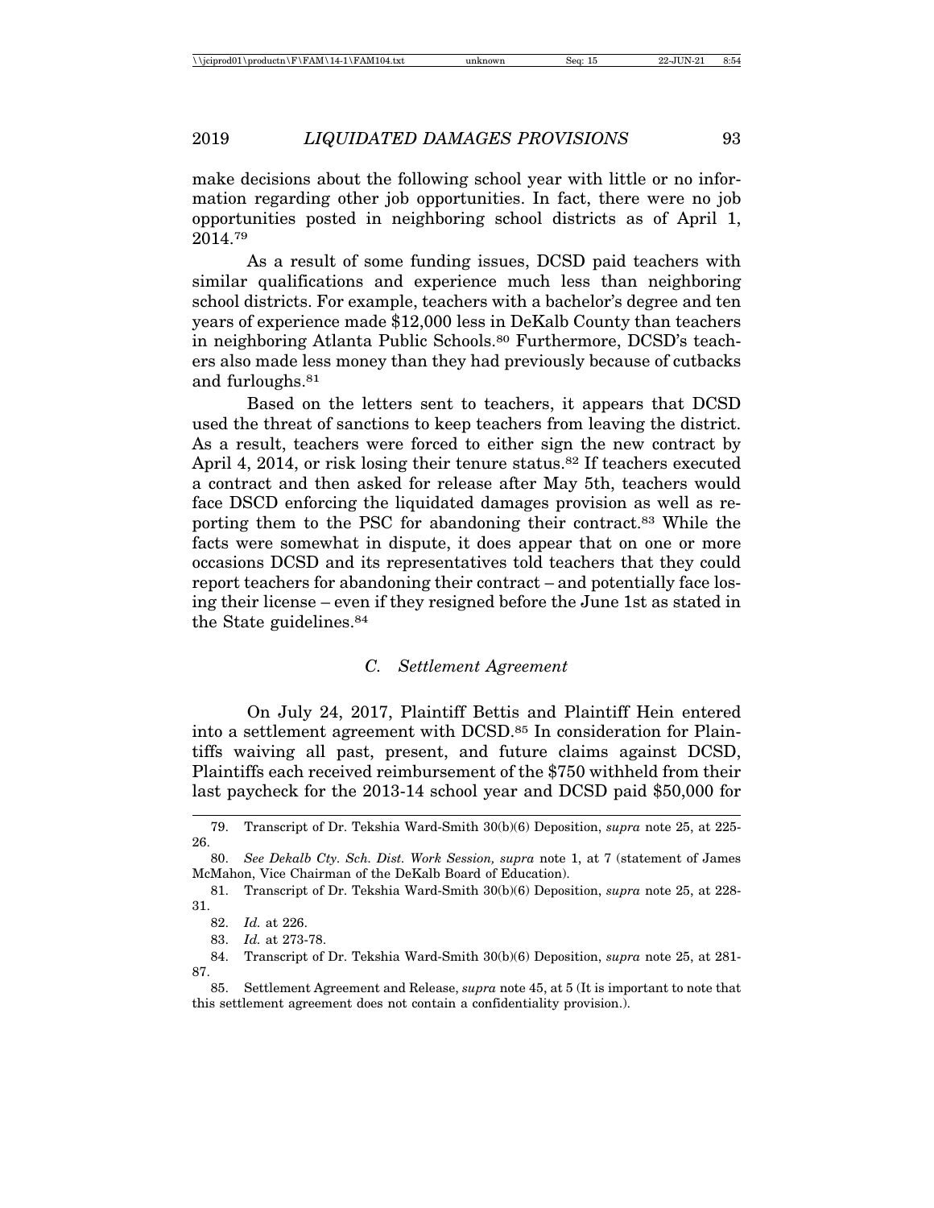make decisions about the following school year with little or no information regarding other job opportunities. In fact, there were no job opportunities posted in neighboring school districts as of April 1, 2014.[79]

As a result of some funding issues, DCSD paid teachers with similar qualifications and experience much less than neighboring school districts. For example, teachers with a bachelor's degree and ten years of experience made $12,000 less in DeKalb County than teachers in neighboring Atlanta Public Schools.[80] Furthermore, DCSD's teachers also made less money than they had previously because of cutbacks and furloughs.[81]

Based on the letters sent to teachers, it appears that DCSD used the threat of sanctions to keep teachers from leaving the district. As a result, teachers were forced to either sign the new contract by April 4, 2014, or risk losing their tenure status.[82] If teachers executed a contract and then asked for release after May 5th, teachers would face DSCD enforcing the liquidated damages provision as well as reporting them to the PSC for abandoning their contract.[83] While the facts were somewhat in dispute, it does appear that on one or more occasions DCSD and its representatives told teachers that they could report teachers for abandoning their contract – and potentially face losing their license – even if they resigned before the June 1st as stated in the State guidelines.[84]

### *C. Settlement Agreement*

On July 24, 2017, Plaintiff Bettis and Plaintiff Hein entered into a settlement agreement with DCSD.[85] In consideration for Plaintiffs waiving all past, present, and future claims against DCSD, Plaintiffs each received reimbursement of the $750 withheld from their last paycheck for the 2013-14 school year and DCSD paid $50,000 for

---

79. Transcript of Dr. Tekshia Ward-Smith 30(b)(6) Deposition, *supra* note 25, at 225-26.

80. *See Dekalb Cty. Sch. Dist. Work Session, supra* note 1, at 7 (statement of James McMahon, Vice Chairman of the DeKalb Board of Education).

81. Transcript of Dr. Tekshia Ward-Smith 30(b)(6) Deposition, *supra* note 25, at 228-31.

82. *Id.* at 226.

83. *Id.* at 273-78.

84. Transcript of Dr. Tekshia Ward-Smith 30(b)(6) Deposition, *supra* note 25, at 281-87.

85. Settlement Agreement and Release, *supra* note 45, at 5 (It is important to note that this settlement agreement does not contain a confidentiality provision.).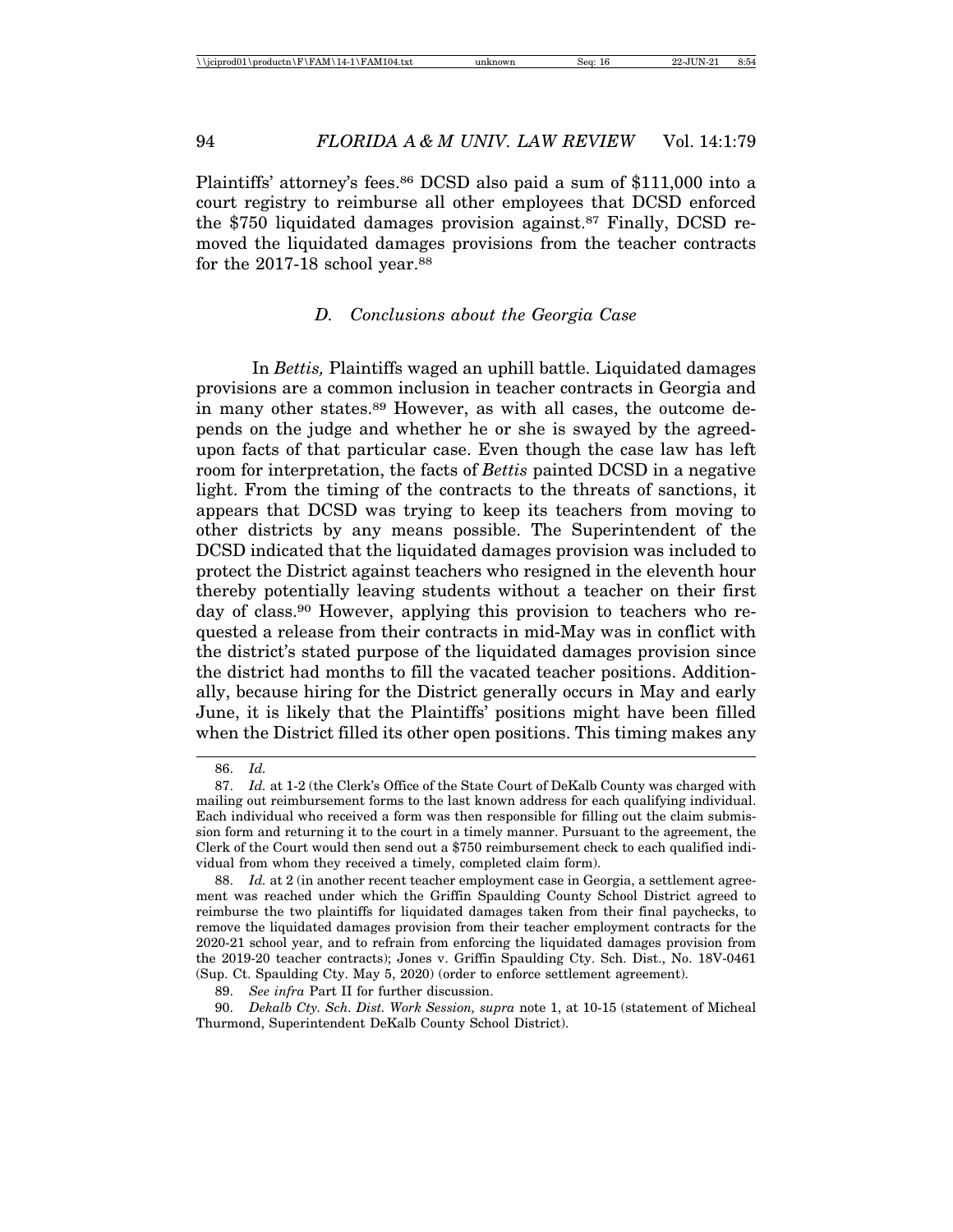Plaintiffs' attorney's fees.[86] DCSD also paid a sum of $111,000 into a court registry to reimburse all other employees that DCSD enforced the $750 liquidated damages provision against.[87] Finally, DCSD removed the liquidated damages provisions from the teacher contracts for the 2017-18 school year.[88]

### *D. Conclusions about the Georgia Case*

In *Bettis,* Plaintiffs waged an uphill battle. Liquidated damages provisions are a common inclusion in teacher contracts in Georgia and in many other states.[89] However, as with all cases, the outcome depends on the judge and whether he or she is swayed by the agreed-upon facts of that particular case. Even though the case law has left room for interpretation, the facts of *Bettis* painted DCSD in a negative light. From the timing of the contracts to the threats of sanctions, it appears that DCSD was trying to keep its teachers from moving to other districts by any means possible. The Superintendent of the DCSD indicated that the liquidated damages provision was included to protect the District against teachers who resigned in the eleventh hour thereby potentially leaving students without a teacher on their first day of class.[90] However, applying this provision to teachers who requested a release from their contracts in mid-May was in conflict with the district's stated purpose of the liquidated damages provision since the district had months to fill the vacated teacher positions. Additionally, because hiring for the District generally occurs in May and early June, it is likely that the Plaintiffs' positions might have been filled when the District filled its other open positions. This timing makes any

---

86. *Id.*

87. *Id.* at 1-2 (the Clerk's Office of the State Court of DeKalb County was charged with mailing out reimbursement forms to the last known address for each qualifying individual. Each individual who received a form was then responsible for filling out the claim submission form and returning it to the court in a timely manner. Pursuant to the agreement, the Clerk of the Court would then send out a $750 reimbursement check to each qualified individual from whom they received a timely, completed claim form).

88. *Id.* at 2 (in another recent teacher employment case in Georgia, a settlement agreement was reached under which the Griffin Spaulding County School District agreed to reimburse the two plaintiffs for liquidated damages taken from their final paychecks, to remove the liquidated damages provision from their teacher employment contracts for the 2020-21 school year, and to refrain from enforcing the liquidated damages provision from the 2019-20 teacher contracts); Jones v. Griffin Spaulding Cty. Sch. Dist., No. 18V-0461 (Sup. Ct. Spaulding Cty. May 5, 2020) (order to enforce settlement agreement).

89. *See infra* Part II for further discussion.

90. *Dekalb Cty. Sch. Dist. Work Session, supra* note 1, at 10-15 (statement of Micheal Thurmond, Superintendent DeKalb County School District).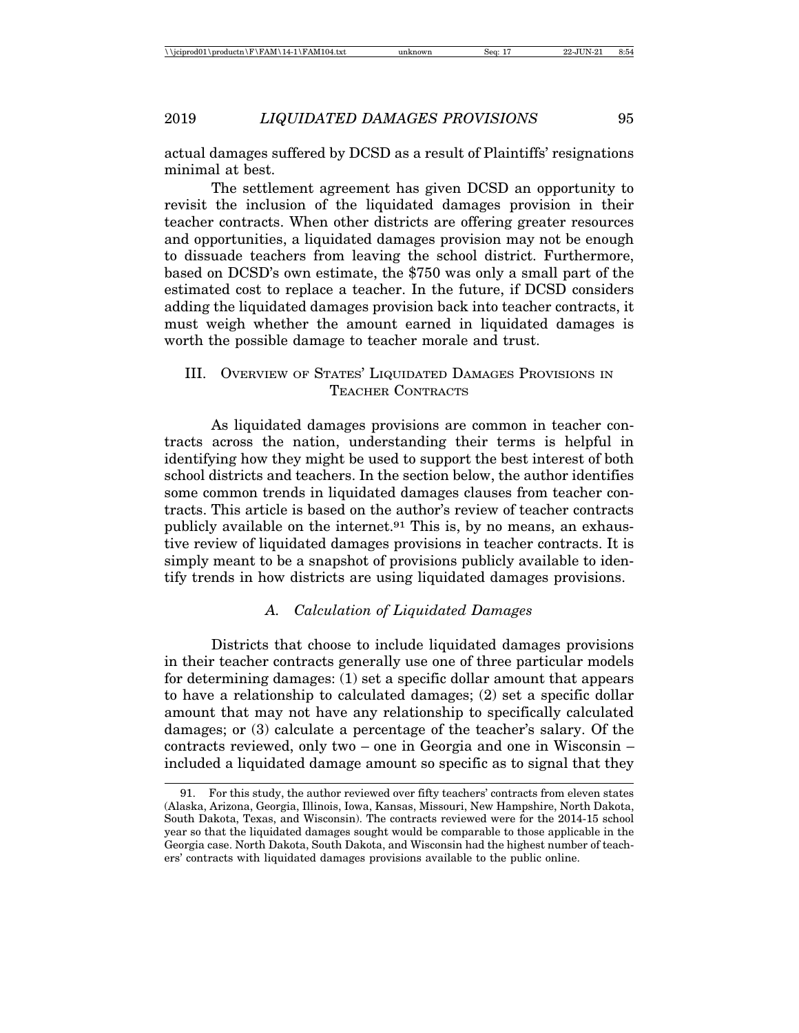actual damages suffered by DCSD as a result of Plaintiffs' resignations minimal at best.

The settlement agreement has given DCSD an opportunity to revisit the inclusion of the liquidated damages provision in their teacher contracts. When other districts are offering greater resources and opportunities, a liquidated damages provision may not be enough to dissuade teachers from leaving the school district. Furthermore, based on DCSD's own estimate, the $750 was only a small part of the estimated cost to replace a teacher. In the future, if DCSD considers adding the liquidated damages provision back into teacher contracts, it must weigh whether the amount earned in liquidated damages is worth the possible damage to teacher morale and trust.

## III. Overview of States' Liquidated Damages Provisions in Teacher Contracts

As liquidated damages provisions are common in teacher contracts across the nation, understanding their terms is helpful in identifying how they might be used to support the best interest of both school districts and teachers. In the section below, the author identifies some common trends in liquidated damages clauses from teacher contracts. This article is based on the author's review of teacher contracts publicly available on the internet.[91] This is, by no means, an exhaustive review of liquidated damages provisions in teacher contracts. It is simply meant to be a snapshot of provisions publicly available to identify trends in how districts are using liquidated damages provisions.

### *A. Calculation of Liquidated Damages*

Districts that choose to include liquidated damages provisions in their teacher contracts generally use one of three particular models for determining damages: (1) set a specific dollar amount that appears to have a relationship to calculated damages; (2) set a specific dollar amount that may not have any relationship to specifically calculated damages; or (3) calculate a percentage of the teacher's salary. Of the contracts reviewed, only two – one in Georgia and one in Wisconsin – included a liquidated damage amount so specific as to signal that they

---

91. For this study, the author reviewed over fifty teachers' contracts from eleven states (Alaska, Arizona, Georgia, Illinois, Iowa, Kansas, Missouri, New Hampshire, North Dakota, South Dakota, Texas, and Wisconsin). The contracts reviewed were for the 2014-15 school year so that the liquidated damages sought would be comparable to those applicable in the Georgia case. North Dakota, South Dakota, and Wisconsin had the highest number of teachers' contracts with liquidated damages provisions available to the public online.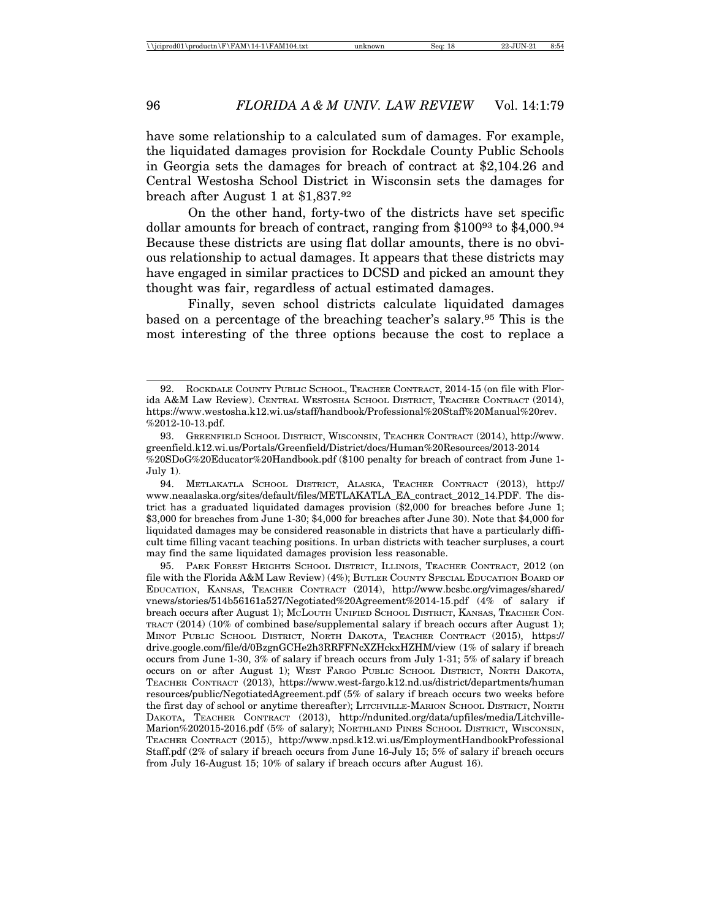have some relationship to a calculated sum of damages. For example, the liquidated damages provision for Rockdale County Public Schools in Georgia sets the damages for breach of contract at $2,104.26 and Central Westosha School District in Wisconsin sets the damages for breach after August 1 at $1,837.[92]

On the other hand, forty-two of the districts have set specific dollar amounts for breach of contract, ranging from $100[93] to $4,000.[94] Because these districts are using flat dollar amounts, there is no obvious relationship to actual damages. It appears that these districts may have engaged in similar practices to DCSD and picked an amount they thought was fair, regardless of actual estimated damages.

Finally, seven school districts calculate liquidated damages based on a percentage of the breaching teacher's salary.[95] This is the most interesting of the three options because the cost to replace a

---

92. ROCKDALE COUNTY PUBLIC SCHOOL, TEACHER CONTRACT, 2014-15 (on file with Florida A&M Law Review). CENTRAL WESTOSHA SCHOOL DISTRICT, TEACHER CONTRACT (2014), https://www.westosha.k12.wi.us/staff/handbook/Professional%20Staff%20Manual%20rev.%2012-10-13.pdf.

93. GREENFIELD SCHOOL DISTRICT, WISCONSIN, TEACHER CONTRACT (2014), http://www.greenfield.k12.wi.us/Portals/Greenfield/District/docs/Human%20Resources/2013-2014%20SDoG%20Educator%20Handbook.pdf ($100 penalty for breach of contract from June 1-July 1).

94. METLAKATLA SCHOOL DISTRICT, ALASKA, TEACHER CONTRACT (2013), http://www.neaalaska.org/sites/default/files/METLAKATLA_EA_contract_2012_14.PDF. The district has a graduated liquidated damages provision ($2,000 for breaches before June 1; $3,000 for breaches from June 1-30; $4,000 for breaches after June 30). Note that $4,000 for liquidated damages may be considered reasonable in districts that have a particularly difficult time filling vacant teaching positions. In urban districts with teacher surpluses, a court may find the same liquidated damages provision less reasonable.

95. PARK FOREST HEIGHTS SCHOOL DISTRICT, ILLINOIS, TEACHER CONTRACT, 2012 (on file with the Florida A&M Law Review) (4%); BUTLER COUNTY SPECIAL EDUCATION BOARD OF EDUCATION, KANSAS, TEACHER CONTRACT (2014), http://www.bcsbc.org/vimages/shared/vnews/stories/514b56161a527/Negotiated%20Agreement%2014-15.pdf (4% of salary if breach occurs after August 1); MCLOUTH UNIFIED SCHOOL DISTRICT, KANSAS, TEACHER CONTRACT (2014) (10% of combined base/supplemental salary if breach occurs after August 1); MINOT PUBLIC SCHOOL DISTRICT, NORTH DAKOTA, TEACHER CONTRACT (2015), https://drive.google.com/file/d/0BzgnGCHe2h3RRFFNcXZHckxHZHM/view (1% of salary if breach occurs from June 1-30, 3% of salary if breach occurs from July 1-31; 5% of salary if breach occurs on or after August 1); WEST FARGO PUBLIC SCHOOL DISTRICT, NORTH DAKOTA, TEACHER CONTRACT (2013), https://www.west-fargo.k12.nd.us/district/departments/humanresources/public/NegotiatedAgreement.pdf (5% of salary if breach occurs two weeks before the first day of school or anytime thereafter); LITCHVILLE-MARION SCHOOL DISTRICT, NORTH DAKOTA, TEACHER CONTRACT (2013), http://ndunited.org/data/upfiles/media/Litchville-Marion%202015-2016.pdf (5% of salary); NORTHLAND PINES SCHOOL DISTRICT, WISCONSIN, TEACHER CONTRACT (2015), http://www.npsd.k12.wi.us/EmploymentHandbookProfessionalStaff.pdf (2% of salary if breach occurs from June 16-July 15; 5% of salary if breach occurs from July 16-August 15; 10% of salary if breach occurs after August 16).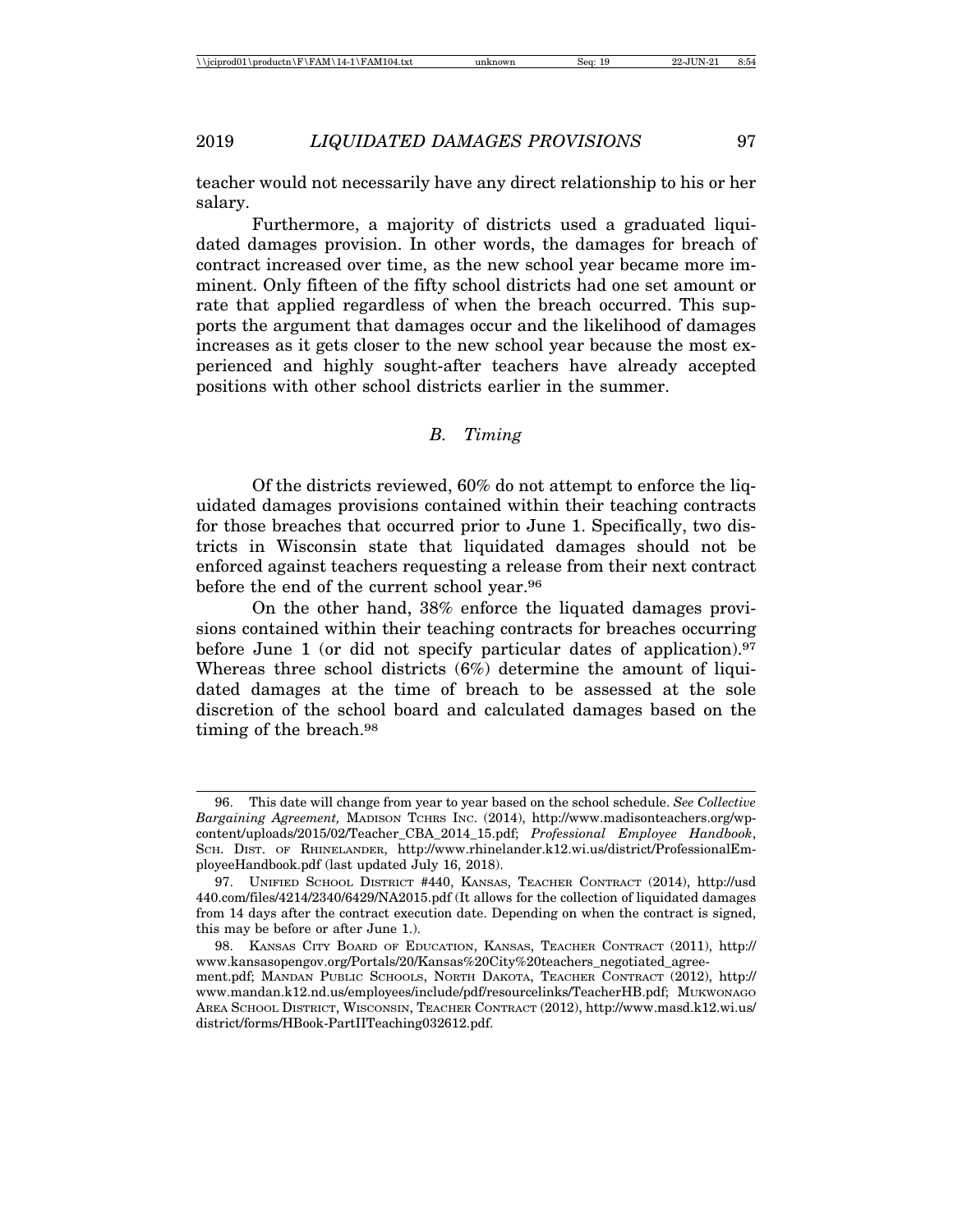teacher would not necessarily have any direct relationship to his or her salary.

Furthermore, a majority of districts used a graduated liquidated damages provision. In other words, the damages for breach of contract increased over time, as the new school year became more imminent. Only fifteen of the fifty school districts had one set amount or rate that applied regardless of when the breach occurred. This supports the argument that damages occur and the likelihood of damages increases as it gets closer to the new school year because the most experienced and highly sought-after teachers have already accepted positions with other school districts earlier in the summer.

### *B. Timing*

Of the districts reviewed, 60% do not attempt to enforce the liquidated damages provisions contained within their teaching contracts for those breaches that occurred prior to June 1. Specifically, two districts in Wisconsin state that liquidated damages should not be enforced against teachers requesting a release from their next contract before the end of the current school year.[96]

On the other hand, 38% enforce the liquated damages provisions contained within their teaching contracts for breaches occurring before June 1 (or did not specify particular dates of application).[97] Whereas three school districts (6%) determine the amount of liquidated damages at the time of breach to be assessed at the sole discretion of the school board and calculated damages based on the timing of the breach.[98]

---

96. This date will change from year to year based on the school schedule. *See Collective Bargaining Agreement,* MADISON TCHRS INC. (2014), http://www.madisonteachers.org/wp-content/uploads/2015/02/Teacher_CBA_2014_15.pdf; *Professional Employee Handbook*, SCH. DIST. OF RHINELANDER, http://www.rhinelander.k12.wi.us/district/ProfessionalEmployeeHandbook.pdf (last updated July 16, 2018).

97. UNIFIED SCHOOL DISTRICT #440, KANSAS, TEACHER CONTRACT (2014), http://usd440.com/files/4214/2340/6429/NA2015.pdf (It allows for the collection of liquidated damages from 14 days after the contract execution date. Depending on when the contract is signed, this may be before or after June 1.).

98. KANSAS CITY BOARD OF EDUCATION, KANSAS, TEACHER CONTRACT (2011), http://www.kansasopengov.org/Portals/20/Kansas%20City%20teachers_negotiated_agreement.pdf; MANDAN PUBLIC SCHOOLS, NORTH DAKOTA, TEACHER CONTRACT (2012), http://www.mandan.k12.nd.us/employees/include/pdf/resourcelinks/TeacherHB.pdf; MUKWONAGO AREA SCHOOL DISTRICT, WISCONSIN, TEACHER CONTRACT (2012), http://www.masd.k12.wi.us/district/forms/HBook-PartIITeaching032612.pdf.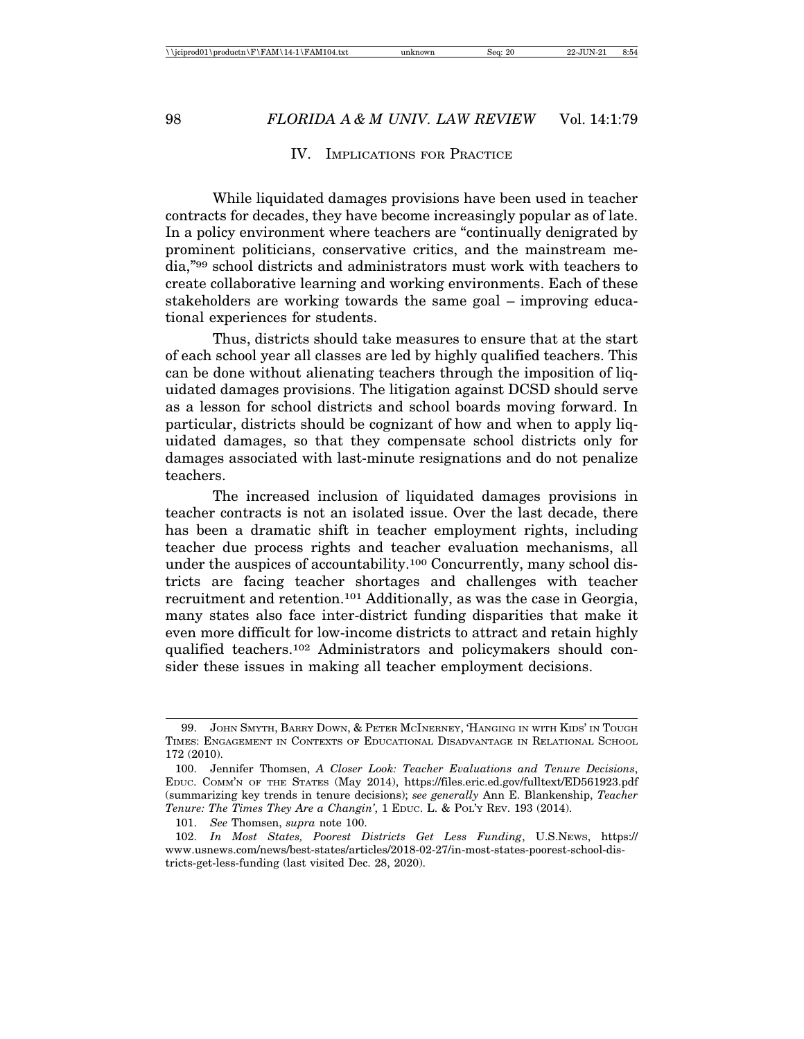## IV. Implications for Practice

While liquidated damages provisions have been used in teacher contracts for decades, they have become increasingly popular as of late. In a policy environment where teachers are "continually denigrated by prominent politicians, conservative critics, and the mainstream media,"[99] school districts and administrators must work with teachers to create collaborative learning and working environments. Each of these stakeholders are working towards the same goal – improving educational experiences for students.

Thus, districts should take measures to ensure that at the start of each school year all classes are led by highly qualified teachers. This can be done without alienating teachers through the imposition of liquidated damages provisions. The litigation against DCSD should serve as a lesson for school districts and school boards moving forward. In particular, districts should be cognizant of how and when to apply liquidated damages, so that they compensate school districts only for damages associated with last-minute resignations and do not penalize teachers.

The increased inclusion of liquidated damages provisions in teacher contracts is not an isolated issue. Over the last decade, there has been a dramatic shift in teacher employment rights, including teacher due process rights and teacher evaluation mechanisms, all under the auspices of accountability.[100] Concurrently, many school districts are facing teacher shortages and challenges with teacher recruitment and retention.[101] Additionally, as was the case in Georgia, many states also face inter-district funding disparities that make it even more difficult for low-income districts to attract and retain highly qualified teachers.[102] Administrators and policymakers should consider these issues in making all teacher employment decisions.

---

99. John Smyth, Barry Down, & Peter McInerney, 'Hanging in with Kids' in Tough Times: Engagement in Contexts of Educational Disadvantage in Relational School 172 (2010).

100. Jennifer Thomsen, *A Closer Look: Teacher Evaluations and Tenure Decisions*, Educ. Comm'n of the States (May 2014), https://files.eric.ed.gov/fulltext/ED561923.pdf (summarizing key trends in tenure decisions); *see generally* Ann E. Blankenship, *Teacher Tenure: The Times They Are a Changin'*, 1 Educ. L. & Pol'y Rev. 193 (2014).

101. *See* Thomsen, *supra* note 100.

102. *In Most States, Poorest Districts Get Less Funding*, U.S.News, https://www.usnews.com/news/best-states/articles/2018-02-27/in-most-states-poorest-school-districts-get-less-funding (last visited Dec. 28, 2020).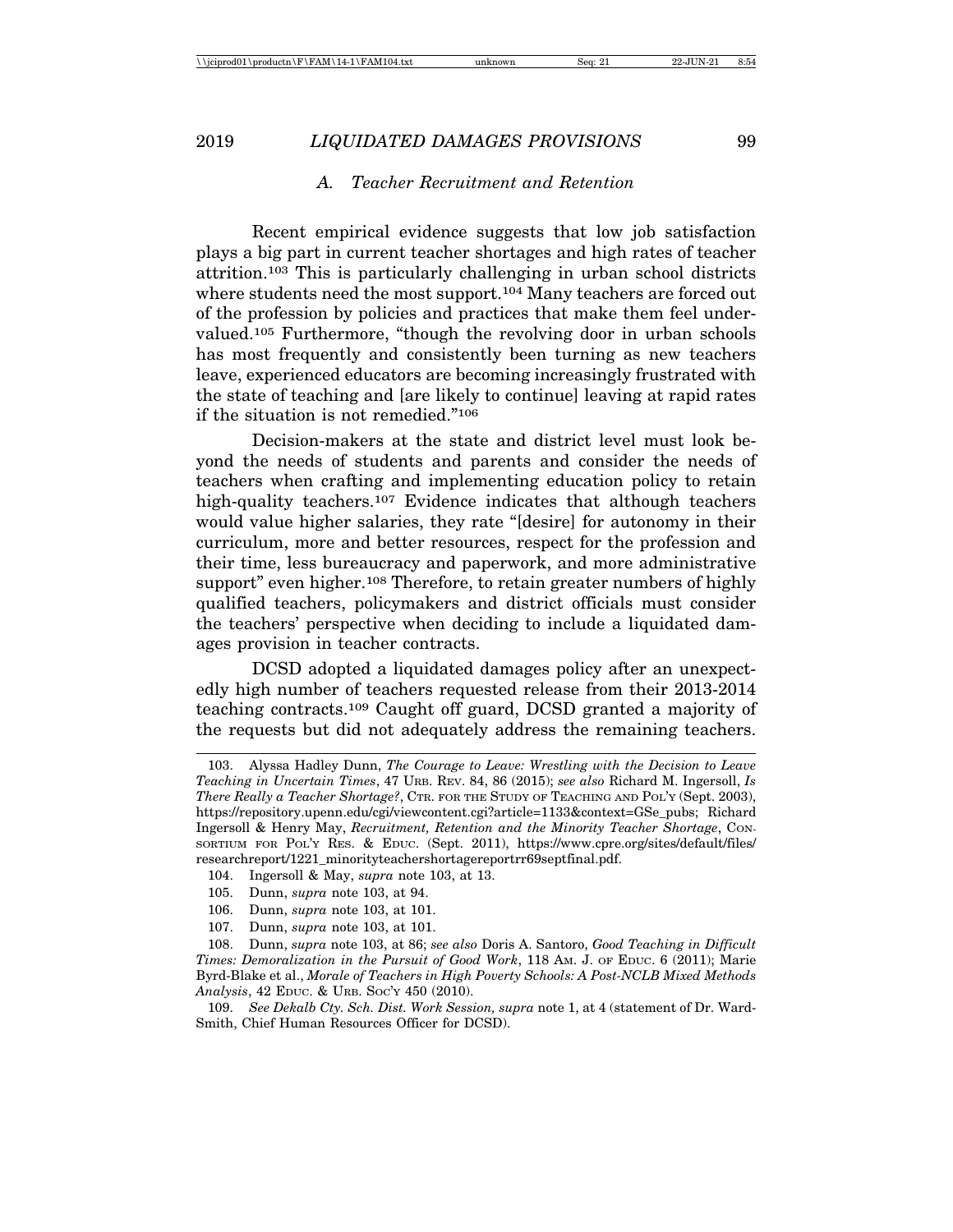### *A. Teacher Recruitment and Retention*

Recent empirical evidence suggests that low job satisfaction plays a big part in current teacher shortages and high rates of teacher attrition.[103] This is particularly challenging in urban school districts where students need the most support.[104] Many teachers are forced out of the profession by policies and practices that make them feel undervalued.[105] Furthermore, "though the revolving door in urban schools has most frequently and consistently been turning as new teachers leave, experienced educators are becoming increasingly frustrated with the state of teaching and [are likely to continue] leaving at rapid rates if the situation is not remedied."[106]

Decision-makers at the state and district level must look beyond the needs of students and parents and consider the needs of teachers when crafting and implementing education policy to retain high-quality teachers.[107] Evidence indicates that although teachers would value higher salaries, they rate "[desire] for autonomy in their curriculum, more and better resources, respect for the profession and their time, less bureaucracy and paperwork, and more administrative support" even higher.[108] Therefore, to retain greater numbers of highly qualified teachers, policymakers and district officials must consider the teachers' perspective when deciding to include a liquidated damages provision in teacher contracts.

DCSD adopted a liquidated damages policy after an unexpectedly high number of teachers requested release from their 2013-2014 teaching contracts.[109] Caught off guard, DCSD granted a majority of the requests but did not adequately address the remaining teachers.

---

103. Alyssa Hadley Dunn, *The Courage to Leave: Wrestling with the Decision to Leave Teaching in Uncertain Times*, 47 URB. REV. 84, 86 (2015); *see also* Richard M. Ingersoll, *Is There Really a Teacher Shortage?*, CTR. FOR THE STUDY OF TEACHING AND POL'Y (Sept. 2003), https://repository.upenn.edu/cgi/viewcontent.cgi?article=1133&context=GSe_pubs; Richard Ingersoll & Henry May, *Recruitment, Retention and the Minority Teacher Shortage*, CONSORTIUM FOR POL'Y RES. & EDUC. (Sept. 2011), https://www.cpre.org/sites/default/files/researchreport/1221_minorityteachershortagereportrr69septfinal.pdf.

104. Ingersoll & May, *supra* note 103, at 13.

105. Dunn, *supra* note 103, at 94.

106. Dunn, *supra* note 103, at 101.

107. Dunn, *supra* note 103, at 101.

108. Dunn, *supra* note 103, at 86; *see also* Doris A. Santoro, *Good Teaching in Difficult Times: Demoralization in the Pursuit of Good Work*, 118 AM. J. OF EDUC. 6 (2011); Marie Byrd-Blake et al., *Morale of Teachers in High Poverty Schools: A Post-NCLB Mixed Methods Analysis*, 42 EDUC. & URB. SOC'Y 450 (2010).

109. *See Dekalb Cty. Sch. Dist. Work Session, supra* note 1, at 4 (statement of Dr. Ward-Smith, Chief Human Resources Officer for DCSD).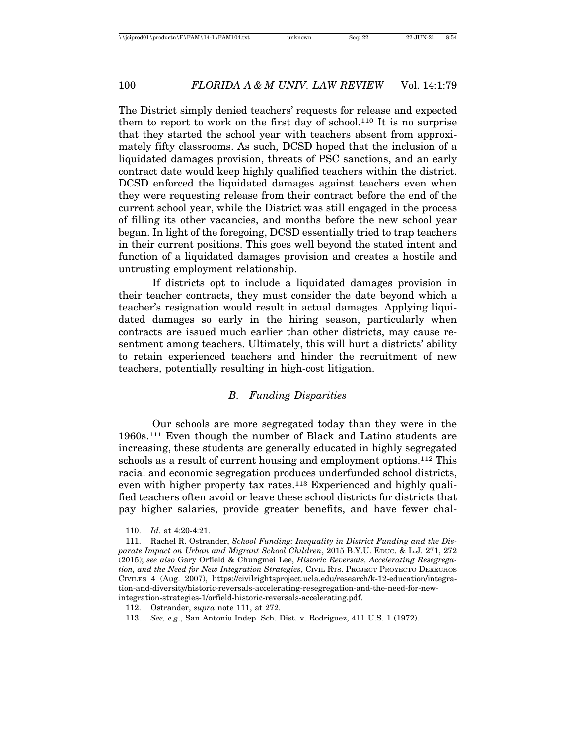The District simply denied teachers' requests for release and expected them to report to work on the first day of school.[110] It is no surprise that they started the school year with teachers absent from approximately fifty classrooms. As such, DCSD hoped that the inclusion of a liquidated damages provision, threats of PSC sanctions, and an early contract date would keep highly qualified teachers within the district. DCSD enforced the liquidated damages against teachers even when they were requesting release from their contract before the end of the current school year, while the District was still engaged in the process of filling its other vacancies, and months before the new school year began. In light of the foregoing, DCSD essentially tried to trap teachers in their current positions. This goes well beyond the stated intent and function of a liquidated damages provision and creates a hostile and untrusting employment relationship.

If districts opt to include a liquidated damages provision in their teacher contracts, they must consider the date beyond which a teacher's resignation would result in actual damages. Applying liquidated damages so early in the hiring season, particularly when contracts are issued much earlier than other districts, may cause resentment among teachers. Ultimately, this will hurt a districts' ability to retain experienced teachers and hinder the recruitment of new teachers, potentially resulting in high-cost litigation.

### *B. Funding Disparities*

Our schools are more segregated today than they were in the 1960s.[111] Even though the number of Black and Latino students are increasing, these students are generally educated in highly segregated schools as a result of current housing and employment options.[112] This racial and economic segregation produces underfunded school districts, even with higher property tax rates.[113] Experienced and highly qualified teachers often avoid or leave these school districts for districts that pay higher salaries, provide greater benefits, and have fewer chal-

---

110. *Id.* at 4:20-4:21.

111. Rachel R. Ostrander, *School Funding: Inequality in District Funding and the Disparate Impact on Urban and Migrant School Children*, 2015 B.Y.U. EDUC. & L.J. 271, 272 (2015); *see also* Gary Orfield & Chungmei Lee, *Historic Reversals, Accelerating Resegregation, and the Need for New Integration Strategies*, CIVIL RTS. PROJECT PROYECTO DERECHOS CIVILES 4 (Aug. 2007), https://civilrightsproject.ucla.edu/research/k-12-education/integration-and-diversity/historic-reversals-accelerating-resegregation-and-the-need-for-new-integration-strategies-1/orfield-historic-reversals-accelerating.pdf.

112. Ostrander, *supra* note 111, at 272.

113. *See, e.g.*, San Antonio Indep. Sch. Dist. v. Rodriguez, 411 U.S. 1 (1972).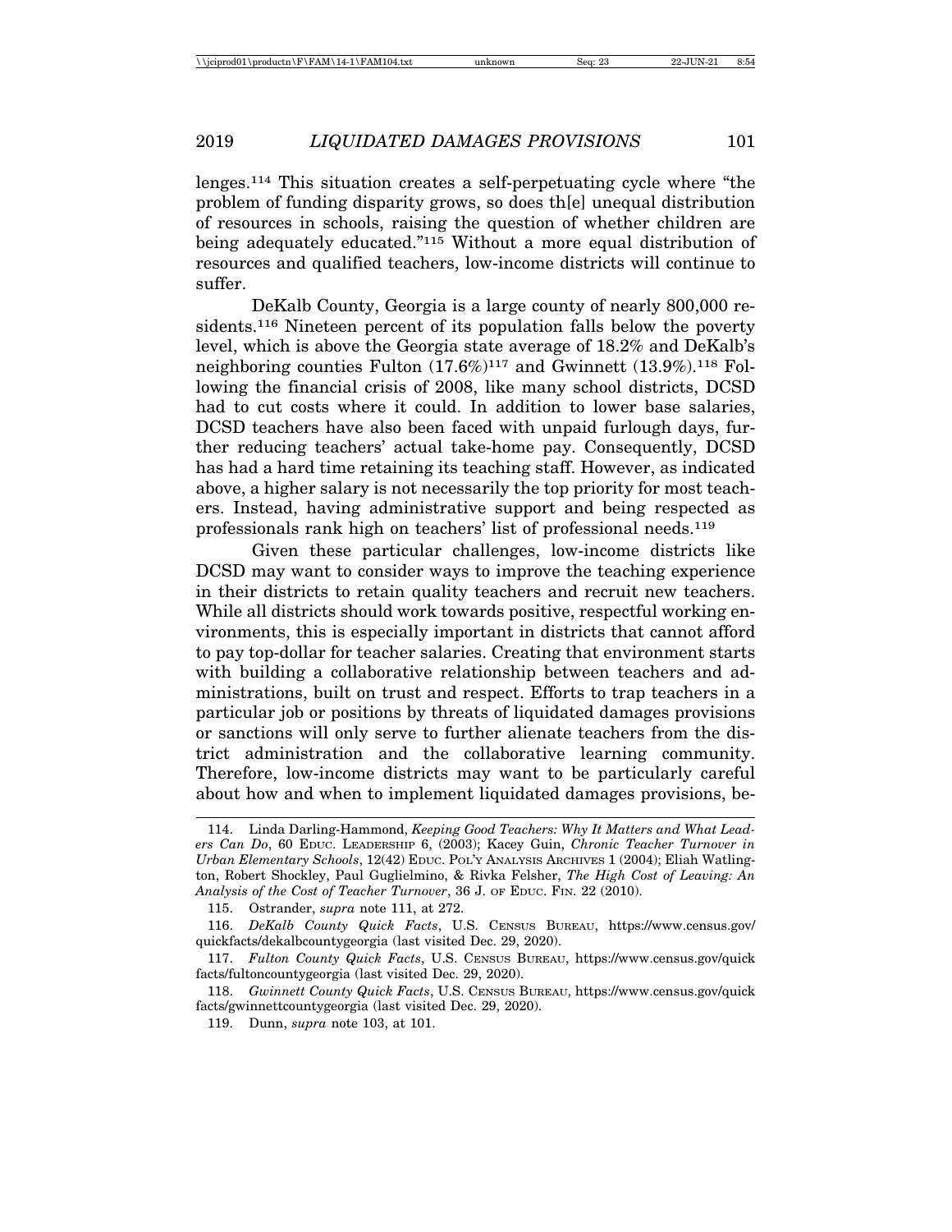lenges.[114] This situation creates a self-perpetuating cycle where "the problem of funding disparity grows, so does th[e] unequal distribution of resources in schools, raising the question of whether children are being adequately educated."[115] Without a more equal distribution of resources and qualified teachers, low-income districts will continue to suffer.

DeKalb County, Georgia is a large county of nearly 800,000 residents.[116] Nineteen percent of its population falls below the poverty level, which is above the Georgia state average of 18.2% and DeKalb's neighboring counties Fulton (17.6%)[117] and Gwinnett (13.9%).[118] Following the financial crisis of 2008, like many school districts, DCSD had to cut costs where it could. In addition to lower base salaries, DCSD teachers have also been faced with unpaid furlough days, further reducing teachers' actual take-home pay. Consequently, DCSD has had a hard time retaining its teaching staff. However, as indicated above, a higher salary is not necessarily the top priority for most teachers. Instead, having administrative support and being respected as professionals rank high on teachers' list of professional needs.[119]

Given these particular challenges, low-income districts like DCSD may want to consider ways to improve the teaching experience in their districts to retain quality teachers and recruit new teachers. While all districts should work towards positive, respectful working environments, this is especially important in districts that cannot afford to pay top-dollar for teacher salaries. Creating that environment starts with building a collaborative relationship between teachers and administrations, built on trust and respect. Efforts to trap teachers in a particular job or positions by threats of liquidated damages provisions or sanctions will only serve to further alienate teachers from the district administration and the collaborative learning community. Therefore, low-income districts may want to be particularly careful about how and when to implement liquidated damages provisions, be-

---

114. Linda Darling-Hammond, *Keeping Good Teachers: Why It Matters and What Leaders Can Do*, 60 EDUC. LEADERSHIP 6, (2003); Kacey Guin, *Chronic Teacher Turnover in Urban Elementary Schools*, 12(42) EDUC. POL'Y ANALYSIS ARCHIVES 1 (2004); Eliah Watlington, Robert Shockley, Paul Guglielmino, & Rivka Felsher, *The High Cost of Leaving: An Analysis of the Cost of Teacher Turnover*, 36 J. OF EDUC. FIN. 22 (2010).

115. Ostrander, *supra* note 111, at 272.

116. *DeKalb County Quick Facts*, U.S. CENSUS BUREAU, https://www.census.gov/quickfacts/dekalbcountygeorgia (last visited Dec. 29, 2020).

117. *Fulton County Quick Facts*, U.S. CENSUS BUREAU, https://www.census.gov/quickfacts/fultoncountygeorgia (last visited Dec. 29, 2020).

118. *Gwinnett County Quick Facts*, U.S. CENSUS BUREAU, https://www.census.gov/quickfacts/gwinnettcountygeorgia (last visited Dec. 29, 2020).

119. Dunn, *supra* note 103, at 101.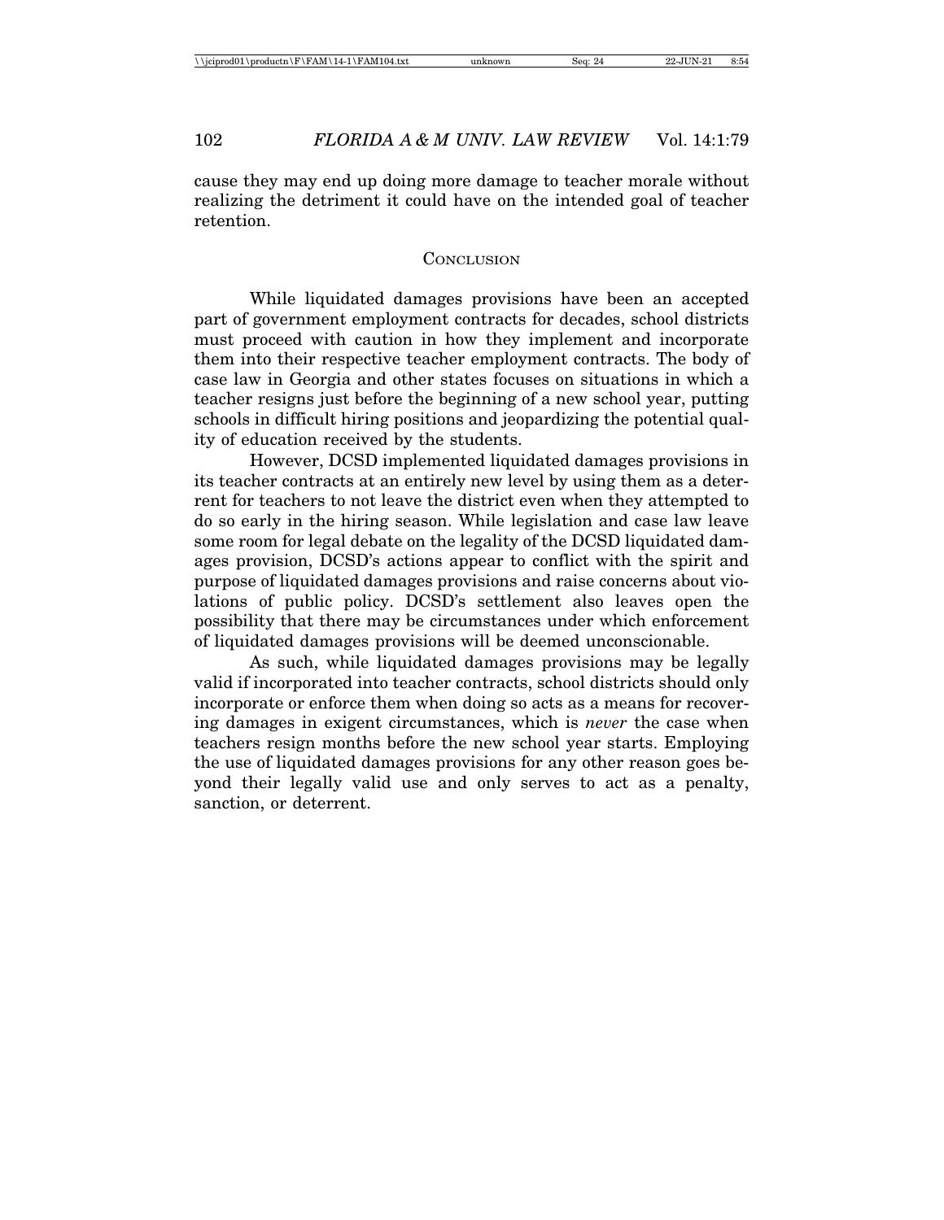cause they may end up doing more damage to teacher morale without realizing the detriment it could have on the intended goal of teacher retention.

## Conclusion

While liquidated damages provisions have been an accepted part of government employment contracts for decades, school districts must proceed with caution in how they implement and incorporate them into their respective teacher employment contracts. The body of case law in Georgia and other states focuses on situations in which a teacher resigns just before the beginning of a new school year, putting schools in difficult hiring positions and jeopardizing the potential quality of education received by the students.

However, DCSD implemented liquidated damages provisions in its teacher contracts at an entirely new level by using them as a deterrent for teachers to not leave the district even when they attempted to do so early in the hiring season. While legislation and case law leave some room for legal debate on the legality of the DCSD liquidated damages provision, DCSD's actions appear to conflict with the spirit and purpose of liquidated damages provisions and raise concerns about violations of public policy. DCSD's settlement also leaves open the possibility that there may be circumstances under which enforcement of liquidated damages provisions will be deemed unconscionable.

As such, while liquidated damages provisions may be legally valid if incorporated into teacher contracts, school districts should only incorporate or enforce them when doing so acts as a means for recovering damages in exigent circumstances, which is *never* the case when teachers resign months before the new school year starts. Employing the use of liquidated damages provisions for any other reason goes beyond their legally valid use and only serves to act as a penalty, sanction, or deterrent.